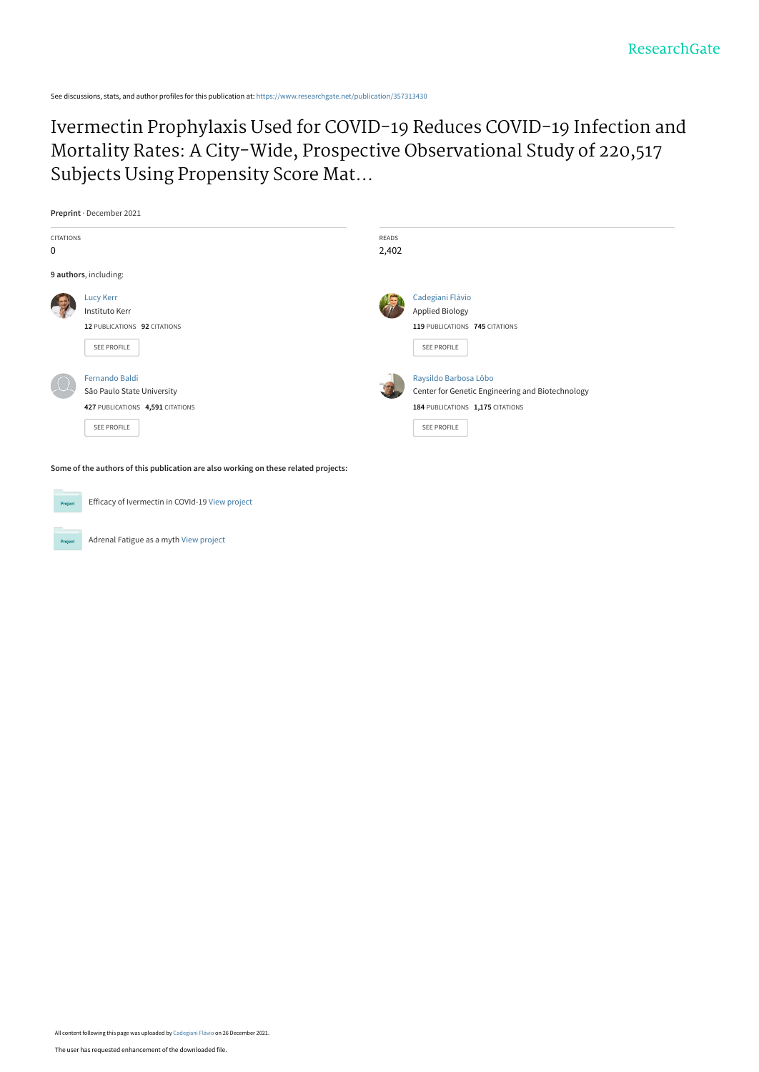See discussions, stats, and author profiles for this publication at: https://www.researchgate.net/publication/357313430

# Ivermectin Prophylaxis Used for COVID-19 Reduces COVID-19 Infection and Mortality Rates: A City-Wide, Prospective Observational Study of 220,517 Subjects Using Propensity Score Mat...

**Preprint** · December 2021

CITATIONS
0

READS
2,402

**9 authors**, including:

Lucy Kerr
Instituto Kerr
**12** PUBLICATIONS **92** CITATIONS
SEE PROFILE

Cadegiani Flávio
Applied Biology
**119** PUBLICATIONS **745** CITATIONS
SEE PROFILE

Fernando Baldi
São Paulo State University
**427** PUBLICATIONS **4,591** CITATIONS
SEE PROFILE

Raysildo Barbosa Lôbo
Center for Genetic Engineering and Biotechnology
**184** PUBLICATIONS **1,175** CITATIONS
SEE PROFILE

**Some of the authors of this publication are also working on these related projects:**

Efficacy of Ivermectin in COVId-19 View project

Adrenal Fatigue as a myth View project

All content following this page was uploaded by Cadegiani Flávio on 26 December 2021.

The user has requested enhancement of the downloaded file.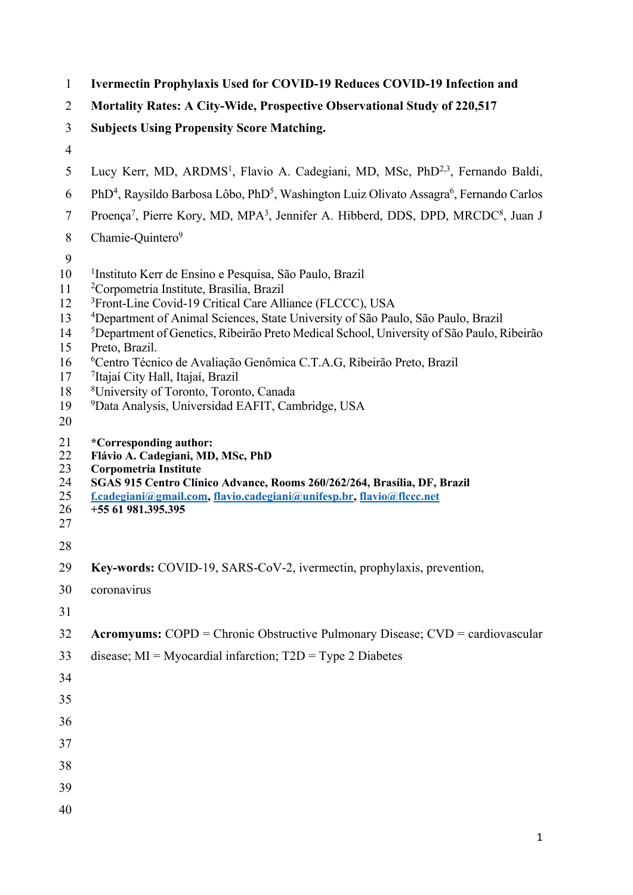# Ivermectin Prophylaxis Used for COVID-19 Reduces COVID-19 Infection and Mortality Rates: A City-Wide, Prospective Observational Study of 220,517 Subjects Using Propensity Score Matching.

Lucy Kerr, MD, ARDMS[1], Flavio A. Cadegiani, MD, MSc, PhD[2,3], Fernando Baldi, PhD[4], Raysildo Barbosa Lôbo, PhD[5], Washington Luiz Olivato Assagra[6], Fernando Carlos Proença[7], Pierre Kory, MD, MPA[3], Jennifer A. Hibberd, DDS, DPD, MRCDC[8], Juan J Chamie-Quintero[9]

[1]Instituto Kerr de Ensino e Pesquisa, São Paulo, Brazil
[2]Corpometria Institute, Brasilia, Brazil
[3]Front-Line Covid-19 Critical Care Alliance (FLCCC), USA
[4]Department of Animal Sciences, State University of São Paulo, São Paulo, Brazil
[5]Department of Genetics, Ribeirão Preto Medical School, University of São Paulo, Ribeirão Preto, Brazil.
[6]Centro Técnico de Avaliação Genômica C.T.A.G, Ribeirão Preto, Brazil
[7]Itajaí City Hall, Itajaí, Brazil
[8]University of Toronto, Toronto, Canada
[9]Data Analysis, Universidad EAFIT, Cambridge, USA

**\*Corresponding author:**
**Flávio A. Cadegiani, MD, MSc, PhD**
**Corpometria Institute**
**SGAS 915 Centro Clínico Advance, Rooms 260/262/264, Brasília, DF, Brazil**
**f.cadegiani@gmail.com, flavio.cadegiani@unifesp.br, flavio@flccc.net**
**+55 61 981.395.395**

**Key-words:** COVID-19, SARS-CoV-2, ivermectin, prophylaxis, prevention, coronavirus

**Acromyums:** COPD = Chronic Obstructive Pulmonary Disease; CVD = cardiovascular disease; MI = Myocardial infarction; T2D = Type 2 Diabetes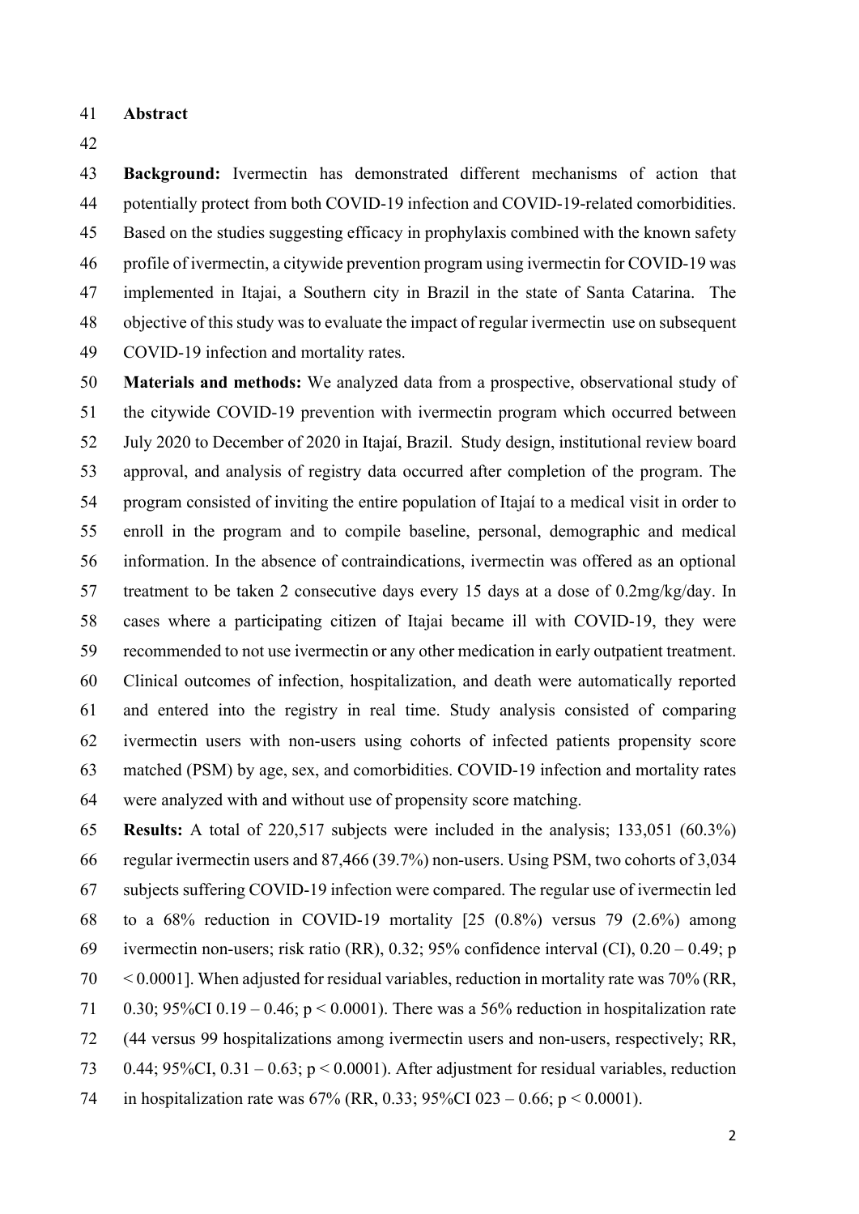**Abstract**

**Background:** Ivermectin has demonstrated different mechanisms of action that potentially protect from both COVID-19 infection and COVID-19-related comorbidities. Based on the studies suggesting efficacy in prophylaxis combined with the known safety profile of ivermectin, a citywide prevention program using ivermectin for COVID-19 was implemented in Itajai, a Southern city in Brazil in the state of Santa Catarina. The objective of this study was to evaluate the impact of regular ivermectin use on subsequent COVID-19 infection and mortality rates.

**Materials and methods:** We analyzed data from a prospective, observational study of the citywide COVID-19 prevention with ivermectin program which occurred between July 2020 to December of 2020 in Itajaí, Brazil. Study design, institutional review board approval, and analysis of registry data occurred after completion of the program. The program consisted of inviting the entire population of Itajaí to a medical visit in order to enroll in the program and to compile baseline, personal, demographic and medical information. In the absence of contraindications, ivermectin was offered as an optional treatment to be taken 2 consecutive days every 15 days at a dose of 0.2mg/kg/day. In cases where a participating citizen of Itajai became ill with COVID-19, they were recommended to not use ivermectin or any other medication in early outpatient treatment. Clinical outcomes of infection, hospitalization, and death were automatically reported and entered into the registry in real time. Study analysis consisted of comparing ivermectin users with non-users using cohorts of infected patients propensity score matched (PSM) by age, sex, and comorbidities. COVID-19 infection and mortality rates were analyzed with and without use of propensity score matching.

**Results:** A total of 220,517 subjects were included in the analysis; 133,051 (60.3%) regular ivermectin users and 87,466 (39.7%) non-users. Using PSM, two cohorts of 3,034 subjects suffering COVID-19 infection were compared. The regular use of ivermectin led to a 68% reduction in COVID-19 mortality [25 (0.8%) versus 79 (2.6%) among ivermectin non-users; risk ratio (RR), 0.32; 95% confidence interval (CI), 0.20 – 0.49; $p < 0.0001$]. When adjusted for residual variables, reduction in mortality rate was 70% (RR, 0.30; 95%CI 0.19 – 0.46; $p < 0.0001$). There was a 56% reduction in hospitalization rate (44 versus 99 hospitalizations among ivermectin users and non-users, respectively; RR, 0.44; 95%CI, 0.31 – 0.63; $p < 0.0001$). After adjustment for residual variables, reduction in hospitalization rate was 67% (RR, 0.33; 95%CI 023 – 0.66; $p < 0.0001$).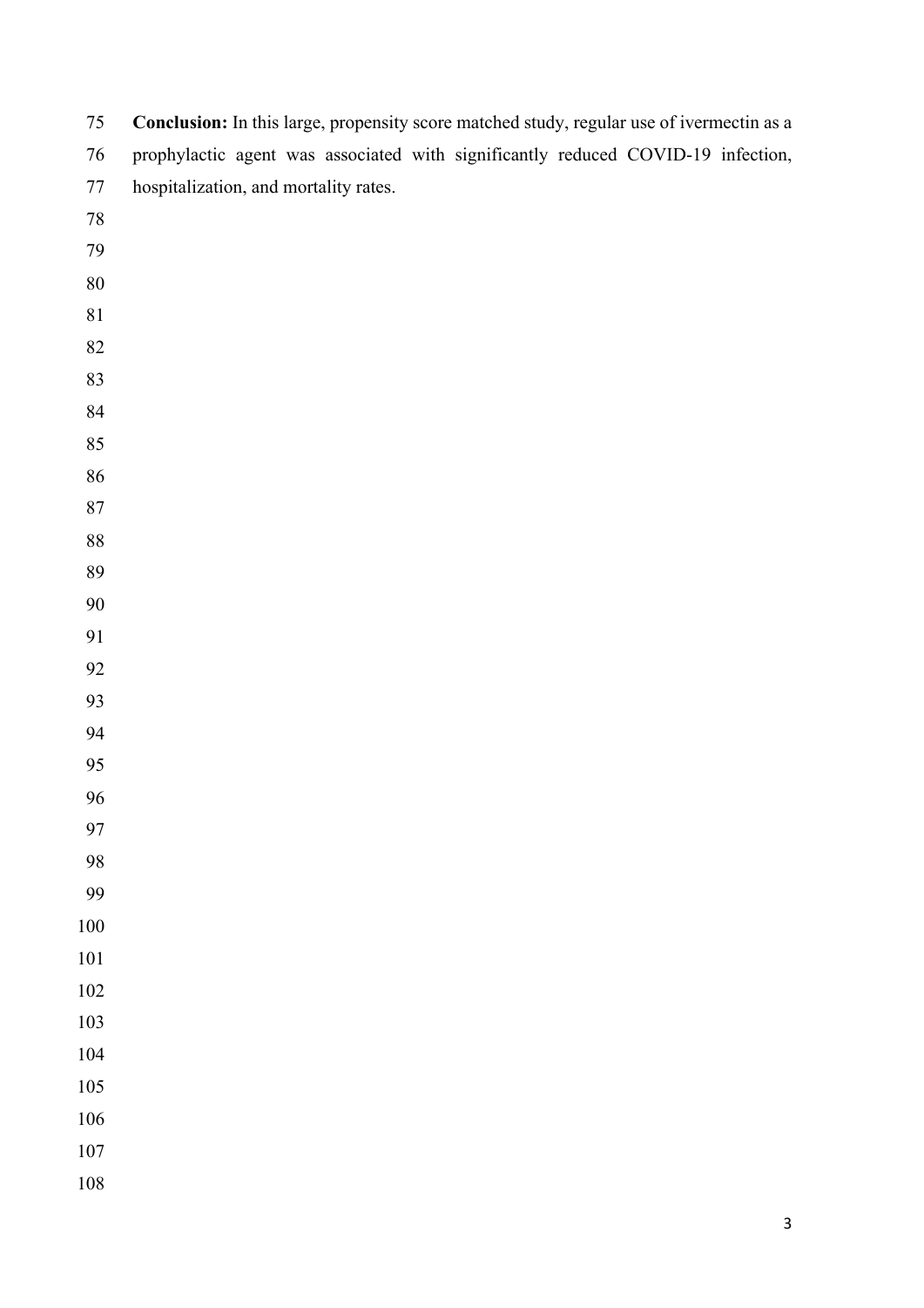**Conclusion:** In this large, propensity score matched study, regular use of ivermectin as a prophylactic agent was associated with significantly reduced COVID-19 infection, hospitalization, and mortality rates.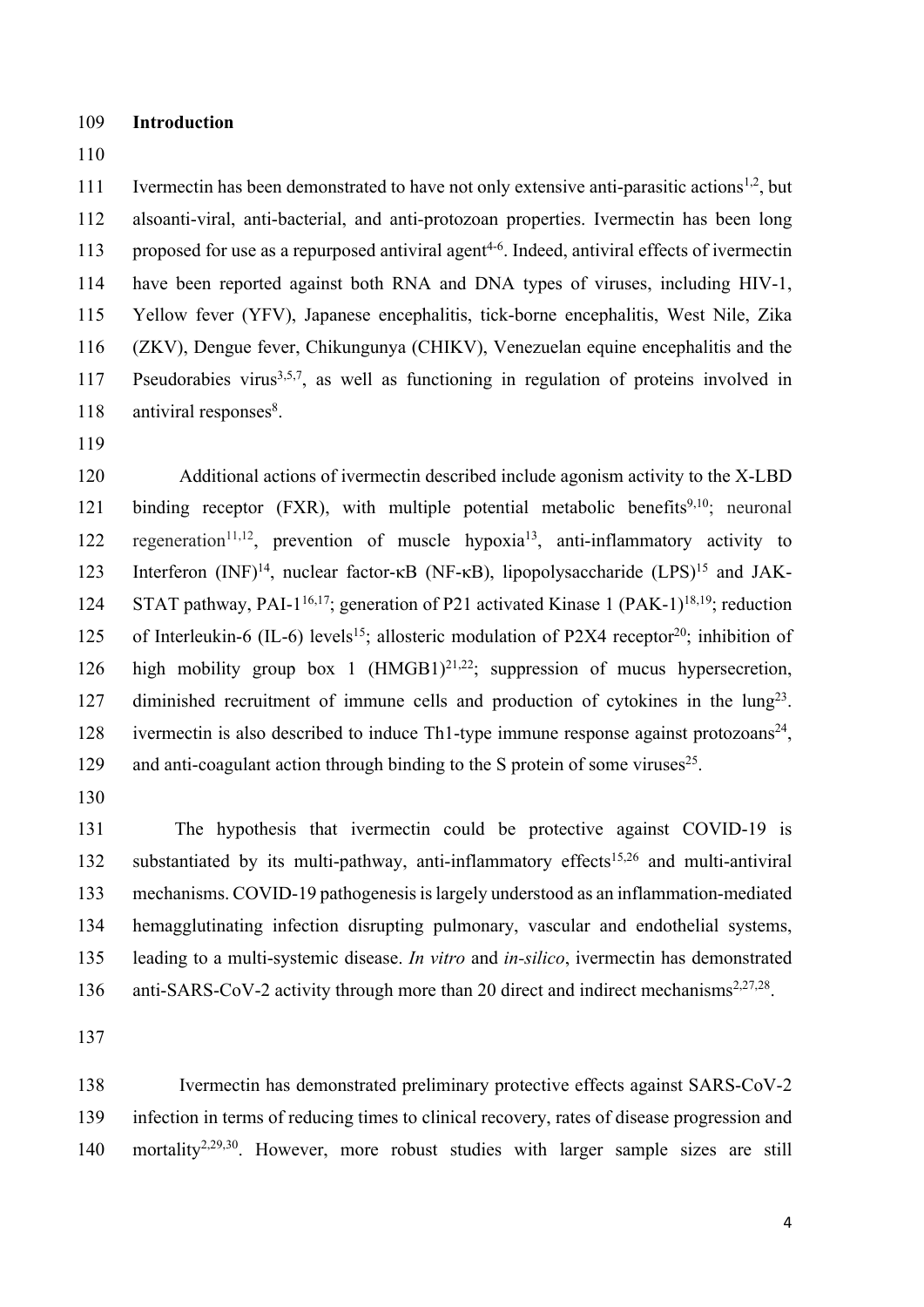## Introduction

Ivermectin has been demonstrated to have not only extensive anti-parasitic actions[1,2], but alsoanti-viral, anti-bacterial, and anti-protozoan properties. Ivermectin has been long proposed for use as a repurposed antiviral agent[4-6]. Indeed, antiviral effects of ivermectin have been reported against both RNA and DNA types of viruses, including HIV-1, Yellow fever (YFV), Japanese encephalitis, tick-borne encephalitis, West Nile, Zika (ZKV), Dengue fever, Chikungunya (CHIKV), Venezuelan equine encephalitis and the Pseudorabies virus[3,5,7], as well as functioning in regulation of proteins involved in antiviral responses[8].

Additional actions of ivermectin described include agonism activity to the X-LBD binding receptor (FXR), with multiple potential metabolic benefits[9,10]; neuronal regeneration[11,12], prevention of muscle hypoxia[13], anti-inflammatory activity to Interferon (INF)[14], nuclear factor-κB (NF-κB), lipopolysaccharide (LPS)[15] and JAK-STAT pathway, PAI-1[16,17]; generation of P21 activated Kinase 1 (PAK-1)[18,19]; reduction of Interleukin-6 (IL-6) levels[15]; allosteric modulation of P2X4 receptor[20]; inhibition of high mobility group box 1 (HMGB1)[21,22]; suppression of mucus hypersecretion, diminished recruitment of immune cells and production of cytokines in the lung[23]. ivermectin is also described to induce Th1-type immune response against protozoans[24], and anti-coagulant action through binding to the S protein of some viruses[25].

The hypothesis that ivermectin could be protective against COVID-19 is substantiated by its multi-pathway, anti-inflammatory effects[15,26] and multi-antiviral mechanisms. COVID-19 pathogenesis is largely understood as an inflammation-mediated hemagglutinating infection disrupting pulmonary, vascular and endothelial systems, leading to a multi-systemic disease. *In vitro* and *in-silico*, ivermectin has demonstrated anti-SARS-CoV-2 activity through more than 20 direct and indirect mechanisms[2,27,28].

Ivermectin has demonstrated preliminary protective effects against SARS-CoV-2 infection in terms of reducing times to clinical recovery, rates of disease progression and mortality[2,29,30]. However, more robust studies with larger sample sizes are still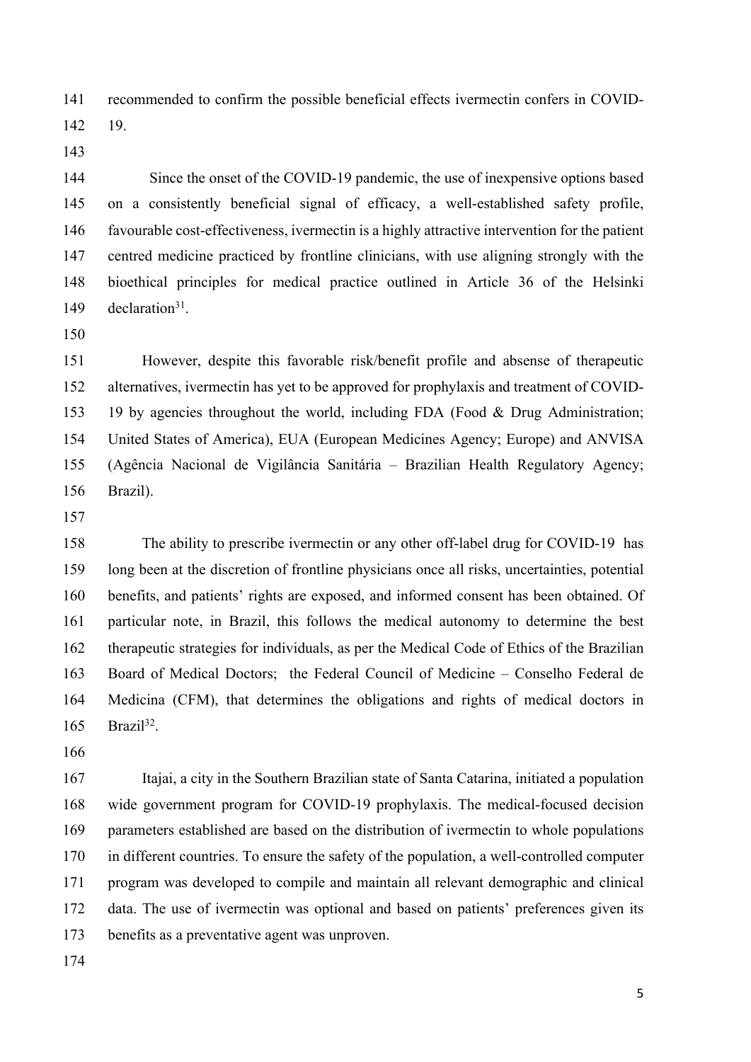recommended to confirm the possible beneficial effects ivermectin confers in COVID-19.

Since the onset of the COVID-19 pandemic, the use of inexpensive options based on a consistently beneficial signal of efficacy, a well-established safety profile, favourable cost-effectiveness, ivermectin is a highly attractive intervention for the patient centred medicine practiced by frontline clinicians, with use aligning strongly with the bioethical principles for medical practice outlined in Article 36 of the Helsinki declaration[31].

However, despite this favorable risk/benefit profile and absense of therapeutic alternatives, ivermectin has yet to be approved for prophylaxis and treatment of COVID-19 by agencies throughout the world, including FDA (Food & Drug Administration; United States of America), EUA (European Medicines Agency; Europe) and ANVISA (Agência Nacional de Vigilância Sanitária – Brazilian Health Regulatory Agency; Brazil).

The ability to prescribe ivermectin or any other off-label drug for COVID-19 has long been at the discretion of frontline physicians once all risks, uncertainties, potential benefits, and patients' rights are exposed, and informed consent has been obtained. Of particular note, in Brazil, this follows the medical autonomy to determine the best therapeutic strategies for individuals, as per the Medical Code of Ethics of the Brazilian Board of Medical Doctors; the Federal Council of Medicine – Conselho Federal de Medicina (CFM), that determines the obligations and rights of medical doctors in Brazil[32].

Itajai, a city in the Southern Brazilian state of Santa Catarina, initiated a population wide government program for COVID-19 prophylaxis. The medical-focused decision parameters established are based on the distribution of ivermectin to whole populations in different countries. To ensure the safety of the population, a well-controlled computer program was developed to compile and maintain all relevant demographic and clinical data. The use of ivermectin was optional and based on patients' preferences given its benefits as a preventative agent was unproven.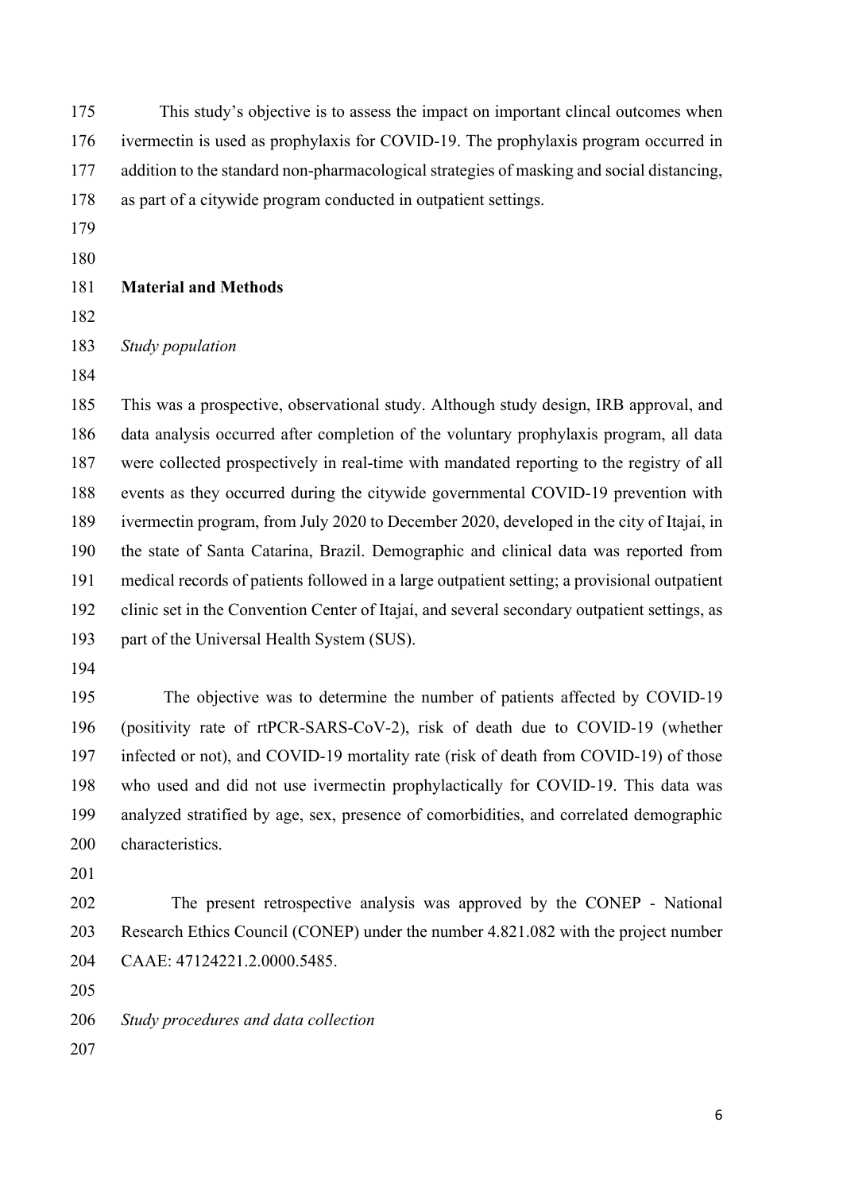This study's objective is to assess the impact on important clincal outcomes when ivermectin is used as prophylaxis for COVID-19. The prophylaxis program occurred in addition to the standard non-pharmacological strategies of masking and social distancing, as part of a citywide program conducted in outpatient settings.

## Material and Methods

*Study population*

This was a prospective, observational study. Although study design, IRB approval, and data analysis occurred after completion of the voluntary prophylaxis program, all data were collected prospectively in real-time with mandated reporting to the registry of all events as they occurred during the citywide governmental COVID-19 prevention with ivermectin program, from July 2020 to December 2020, developed in the city of Itajaí, in the state of Santa Catarina, Brazil. Demographic and clinical data was reported from medical records of patients followed in a large outpatient setting; a provisional outpatient clinic set in the Convention Center of Itajaí, and several secondary outpatient settings, as part of the Universal Health System (SUS).

The objective was to determine the number of patients affected by COVID-19 (positivity rate of rtPCR-SARS-CoV-2), risk of death due to COVID-19 (whether infected or not), and COVID-19 mortality rate (risk of death from COVID-19) of those who used and did not use ivermectin prophylactically for COVID-19. This data was analyzed stratified by age, sex, presence of comorbidities, and correlated demographic characteristics.

The present retrospective analysis was approved by the CONEP - National Research Ethics Council (CONEP) under the number 4.821.082 with the project number CAAE: 47124221.2.0000.5485.

*Study procedures and data collection*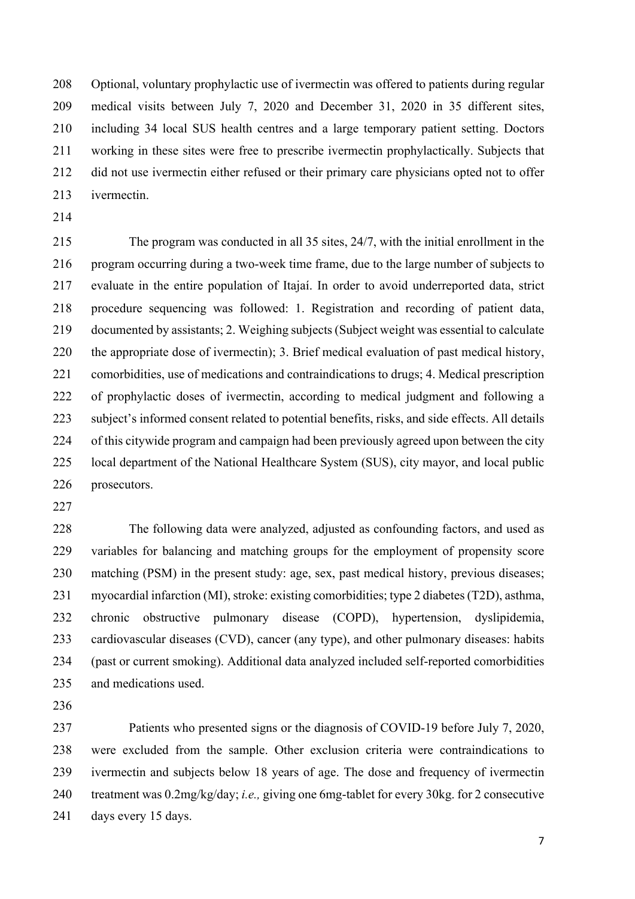Optional, voluntary prophylactic use of ivermectin was offered to patients during regular medical visits between July 7, 2020 and December 31, 2020 in 35 different sites, including 34 local SUS health centres and a large temporary patient setting. Doctors working in these sites were free to prescribe ivermectin prophylactically. Subjects that did not use ivermectin either refused or their primary care physicians opted not to offer ivermectin.

The program was conducted in all 35 sites, 24/7, with the initial enrollment in the program occurring during a two-week time frame, due to the large number of subjects to evaluate in the entire population of Itajaí. In order to avoid underreported data, strict procedure sequencing was followed: 1. Registration and recording of patient data, documented by assistants; 2. Weighing subjects (Subject weight was essential to calculate the appropriate dose of ivermectin); 3. Brief medical evaluation of past medical history, comorbidities, use of medications and contraindications to drugs; 4. Medical prescription of prophylactic doses of ivermectin, according to medical judgment and following a subject's informed consent related to potential benefits, risks, and side effects. All details of this citywide program and campaign had been previously agreed upon between the city local department of the National Healthcare System (SUS), city mayor, and local public prosecutors.

The following data were analyzed, adjusted as confounding factors, and used as variables for balancing and matching groups for the employment of propensity score matching (PSM) in the present study: age, sex, past medical history, previous diseases; myocardial infarction (MI), stroke: existing comorbidities; type 2 diabetes (T2D), asthma, chronic obstructive pulmonary disease (COPD), hypertension, dyslipidemia, cardiovascular diseases (CVD), cancer (any type), and other pulmonary diseases: habits (past or current smoking). Additional data analyzed included self-reported comorbidities and medications used.

Patients who presented signs or the diagnosis of COVID-19 before July 7, 2020, were excluded from the sample. Other exclusion criteria were contraindications to ivermectin and subjects below 18 years of age. The dose and frequency of ivermectin treatment was 0.2mg/kg/day; *i.e.,* giving one 6mg-tablet for every 30kg. for 2 consecutive days every 15 days.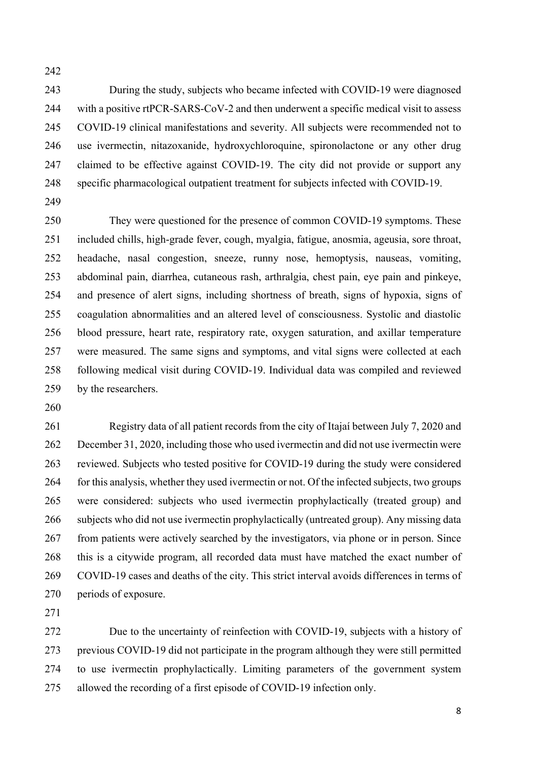During the study, subjects who became infected with COVID-19 were diagnosed with a positive rtPCR-SARS-CoV-2 and then underwent a specific medical visit to assess COVID-19 clinical manifestations and severity. All subjects were recommended not to use ivermectin, nitazoxanide, hydroxychloroquine, spironolactone or any other drug claimed to be effective against COVID-19. The city did not provide or support any specific pharmacological outpatient treatment for subjects infected with COVID-19.

They were questioned for the presence of common COVID-19 symptoms. These included chills, high-grade fever, cough, myalgia, fatigue, anosmia, ageusia, sore throat, headache, nasal congestion, sneeze, runny nose, hemoptysis, nauseas, vomiting, abdominal pain, diarrhea, cutaneous rash, arthralgia, chest pain, eye pain and pinkeye, and presence of alert signs, including shortness of breath, signs of hypoxia, signs of coagulation abnormalities and an altered level of consciousness. Systolic and diastolic blood pressure, heart rate, respiratory rate, oxygen saturation, and axillar temperature were measured. The same signs and symptoms, and vital signs were collected at each following medical visit during COVID-19. Individual data was compiled and reviewed by the researchers.

Registry data of all patient records from the city of Itajaí between July 7, 2020 and December 31, 2020, including those who used ivermectin and did not use ivermectin were reviewed. Subjects who tested positive for COVID-19 during the study were considered for this analysis, whether they used ivermectin or not. Of the infected subjects, two groups were considered: subjects who used ivermectin prophylactically (treated group) and subjects who did not use ivermectin prophylactically (untreated group). Any missing data from patients were actively searched by the investigators, via phone or in person. Since this is a citywide program, all recorded data must have matched the exact number of COVID-19 cases and deaths of the city. This strict interval avoids differences in terms of periods of exposure.

Due to the uncertainty of reinfection with COVID-19, subjects with a history of previous COVID-19 did not participate in the program although they were still permitted to use ivermectin prophylactically. Limiting parameters of the government system allowed the recording of a first episode of COVID-19 infection only.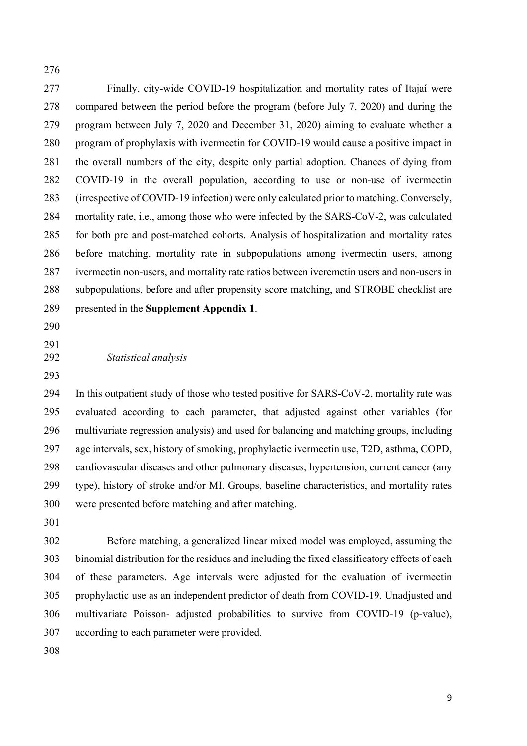Finally, city-wide COVID-19 hospitalization and mortality rates of Itajaí were compared between the period before the program (before July 7, 2020) and during the program between July 7, 2020 and December 31, 2020) aiming to evaluate whether a program of prophylaxis with ivermectin for COVID-19 would cause a positive impact in the overall numbers of the city, despite only partial adoption. Chances of dying from COVID-19 in the overall population, according to use or non-use of ivermectin (irrespective of COVID-19 infection) were only calculated prior to matching. Conversely, mortality rate, i.e., among those who were infected by the SARS-CoV-2, was calculated for both pre and post-matched cohorts. Analysis of hospitalization and mortality rates before matching, mortality rate in subpopulations among ivermectin users, among ivermectin non-users, and mortality rate ratios between iveremctin users and non-users in subpopulations, before and after propensity score matching, and STROBE checklist are presented in the **Supplement Appendix 1**.

*Statistical analysis*

In this outpatient study of those who tested positive for SARS-CoV-2, mortality rate was evaluated according to each parameter, that adjusted against other variables (for multivariate regression analysis) and used for balancing and matching groups, including age intervals, sex, history of smoking, prophylactic ivermectin use, T2D, asthma, COPD, cardiovascular diseases and other pulmonary diseases, hypertension, current cancer (any type), history of stroke and/or MI. Groups, baseline characteristics, and mortality rates were presented before matching and after matching.

Before matching, a generalized linear mixed model was employed, assuming the binomial distribution for the residues and including the fixed classificatory effects of each of these parameters. Age intervals were adjusted for the evaluation of ivermectin prophylactic use as an independent predictor of death from COVID-19. Unadjusted and multivariate Poisson- adjusted probabilities to survive from COVID-19 (p-value), according to each parameter were provided.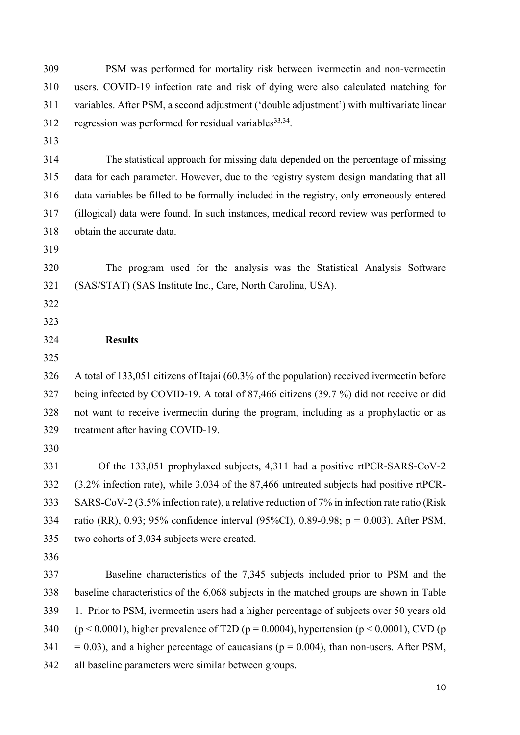PSM was performed for mortality risk between ivermectin and non-vermectin users. COVID-19 infection rate and risk of dying were also calculated matching for variables. After PSM, a second adjustment ('double adjustment') with multivariate linear regression was performed for residual variables[33,34].

The statistical approach for missing data depended on the percentage of missing data for each parameter. However, due to the registry system design mandating that all data variables be filled to be formally included in the registry, only erroneously entered (illogical) data were found. In such instances, medical record review was performed to obtain the accurate data.

The program used for the analysis was the Statistical Analysis Software (SAS/STAT) (SAS Institute Inc., Care, North Carolina, USA).

## Results

A total of 133,051 citizens of Itajai (60.3% of the population) received ivermectin before being infected by COVID-19. A total of 87,466 citizens (39.7 %) did not receive or did not want to receive ivermectin during the program, including as a prophylactic or as treatment after having COVID-19.

Of the 133,051 prophylaxed subjects, 4,311 had a positive rtPCR-SARS-CoV-2 (3.2% infection rate), while 3,034 of the 87,466 untreated subjects had positive rtPCR-SARS-CoV-2 (3.5% infection rate), a relative reduction of 7% in infection rate ratio (Risk ratio (RR), 0.93; 95% confidence interval (95%CI), 0.89-0.98; $p = 0.003$). After PSM, two cohorts of 3,034 subjects were created.

Baseline characteristics of the 7,345 subjects included prior to PSM and the baseline characteristics of the 6,068 subjects in the matched groups are shown in Table 1. Prior to PSM, ivermectin users had a higher percentage of subjects over 50 years old ($p < 0.0001$), higher prevalence of T2D ($p = 0.0004$), hypertension ($p < 0.0001$), CVD ($p = 0.03$), and a higher percentage of caucasians ($p = 0.004$), than non-users. After PSM, all baseline parameters were similar between groups.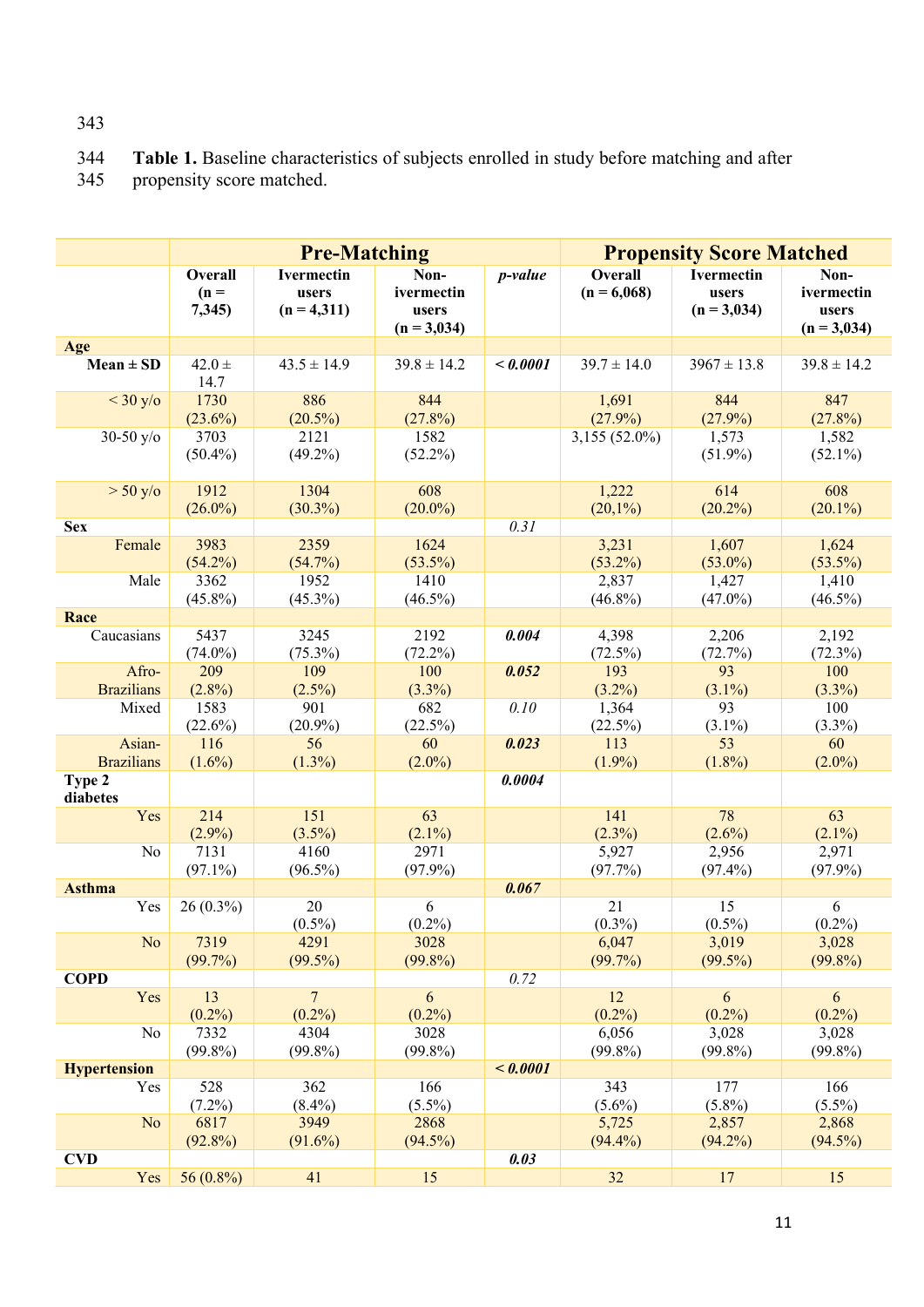**Table 1.** Baseline characteristics of subjects enrolled in study before matching and after propensity score matched.

| | **Pre-Matching** | | | | **Propensity Score Matched** | | |
|---|---|---|---|---|---|---|---|
| | **Overall (n = 7,345)** | **Ivermectin users (n = 4,311)** | **Non-ivermectin users (n = 3,034)** | ***p-value*** | **Overall (n = 6,068)** | **Ivermectin users (n = 3,034)** | **Non-ivermectin users (n = 3,034)** |
| **Age** | | | | | | | |
| **Mean ± SD** | 42.0 ± 14.7 | 43.5 ± 14.9 | 39.8 ± 14.2 | ***< 0.0001*** | 39.7 ± 14.0 | 3967 ± 13.8 | 39.8 ± 14.2 |
| < 30 y/o | 1730 (23.6%) | 886 (20.5%) | 844 (27.8%) | | 1,691 (27.9%) | 844 (27.9%) | 847 (27.8%) |
| 30-50 y/o | 3703 (50.4%) | 2121 (49.2%) | 1582 (52.2%) | | 3,155 (52.0%) | 1,573 (51.9%) | 1,582 (52.1%) |
| > 50 y/o | 1912 (26.0%) | 1304 (30.3%) | 608 (20.0%) | | 1,222 (20,1%) | 614 (20.2%) | 608 (20.1%) |
| **Sex** | | | | *0.31* | | | |
| Female | 3983 (54.2%) | 2359 (54.7%) | 1624 (53.5%) | | 3,231 (53.2%) | 1,607 (53.0%) | 1,624 (53.5%) |
| Male | 3362 (45.8%) | 1952 (45.3%) | 1410 (46.5%) | | 2,837 (46.8%) | 1,427 (47.0%) | 1,410 (46.5%) |
| **Race** | | | | | | | |
| Caucasians | 5437 (74.0%) | 3245 (75.3%) | 2192 (72.2%) | ***0.004*** | 4,398 (72.5%) | 2,206 (72.7%) | 2,192 (72.3%) |
| Afro-Brazilians | 209 (2.8%) | 109 (2.5%) | 100 (3.3%) | ***0.052*** | 193 (3.2%) | 93 (3.1%) | 100 (3.3%) |
| Mixed | 1583 (22.6%) | 901 (20.9%) | 682 (22.5%) | *0.10* | 1,364 (22.5%) | 93 (3.1%) | 100 (3.3%) |
| Asian-Brazilians | 116 (1.6%) | 56 (1.3%) | 60 (2.0%) | ***0.023*** | 113 (1.9%) | 53 (1.8%) | 60 (2.0%) |
| **Type 2 diabetes** | | | | ***0.0004*** | | | |
| Yes | 214 (2.9%) | 151 (3.5%) | 63 (2.1%) | | 141 (2.3%) | 78 (2.6%) | 63 (2.1%) |
| No | 7131 (97.1%) | 4160 (96.5%) | 2971 (97.9%) | | 5,927 (97.7%) | 2,956 (97.4%) | 2,971 (97.9%) |
| **Asthma** | | | | ***0.067*** | | | |
| Yes | 26 (0.3%) | 20 (0.5%) | 6 (0.2%) | | 21 (0.3%) | 15 (0.5%) | 6 (0.2%) |
| No | 7319 (99.7%) | 4291 (99.5%) | 3028 (99.8%) | | 6,047 (99.7%) | 3,019 (99.5%) | 3,028 (99.8%) |
| **COPD** | | | | *0.72* | | | |
| Yes | 13 (0.2%) | 7 (0.2%) | 6 (0.2%) | | 12 (0.2%) | 6 (0.2%) | 6 (0.2%) |
| No | 7332 (99.8%) | 4304 (99.8%) | 3028 (99.8%) | | 6,056 (99.8%) | 3,028 (99.8%) | 3,028 (99.8%) |
| **Hypertension** | | | | ***< 0.0001*** | | | |
| Yes | 528 (7.2%) | 362 (8.4%) | 166 (5.5%) | | 343 (5.6%) | 177 (5.8%) | 166 (5.5%) |
| No | 6817 (92.8%) | 3949 (91.6%) | 2868 (94.5%) | | 5,725 (94.4%) | 2,857 (94.2%) | 2,868 (94.5%) |
| **CVD** | | | | ***0.03*** | | | |
| Yes | 56 (0.8%) | 41 | 15 | | 32 | 17 | 15 |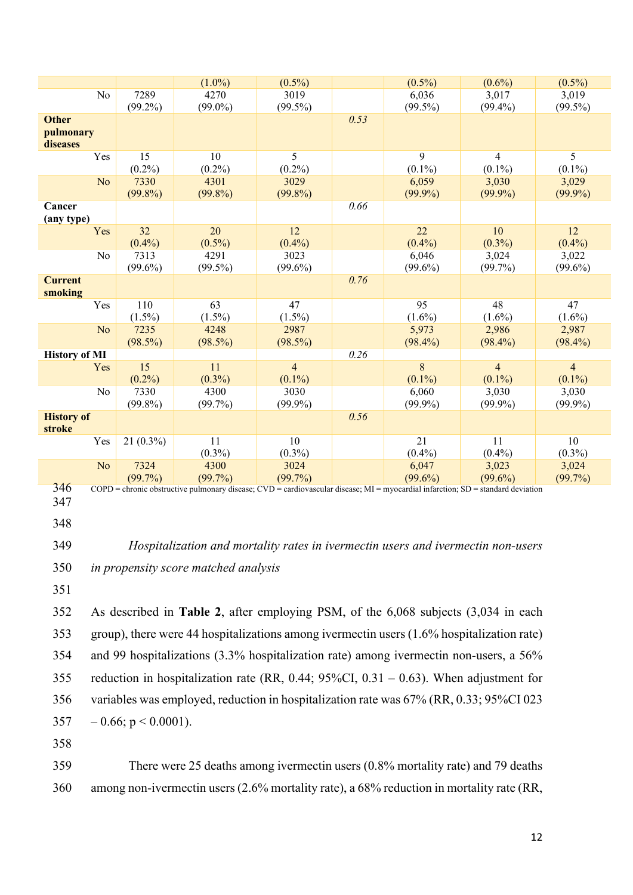| | | | | | | | |
|---|---|---|---|---|---|---|---|
| | | (1.0%) | (0.5%) | | (0.5%) | (0.6%) | (0.5%) |
| No | 7289 (99.2%) | 4270 (99.0%) | 3019 (99.5%) | | 6,036 (99.5%) | 3,017 (99.4%) | 3,019 (99.5%) |
| **Other pulmonary diseases** | | | | *0.53* | | | |
| Yes | 15 (0.2%) | 10 (0.2%) | 5 (0.2%) | | 9 (0.1%) | 4 (0.1%) | 5 (0.1%) |
| No | 7330 (99.8%) | 4301 (99.8%) | 3029 (99.8%) | | 6,059 (99.9%) | 3,030 (99.9%) | 3,029 (99.9%) |
| **Cancer (any type)** | | | | *0.66* | | | |
| Yes | 32 (0.4%) | 20 (0.5%) | 12 (0.4%) | | 22 (0.4%) | 10 (0.3%) | 12 (0.4%) |
| No | 7313 (99.6%) | 4291 (99.5%) | 3023 (99.6%) | | 6,046 (99.6%) | 3,024 (99.7%) | 3,022 (99.6%) |
| **Current smoking** | | | | *0.76* | | | |
| Yes | 110 (1.5%) | 63 (1.5%) | 47 (1.5%) | | 95 (1.6%) | 48 (1.6%) | 47 (1.6%) |
| No | 7235 (98.5%) | 4248 (98.5%) | 2987 (98.5%) | | 5,973 (98.4%) | 2,986 (98.4%) | 2,987 (98.4%) |
| **History of MI** | | | | *0.26* | | | |
| Yes | 15 (0.2%) | 11 (0.3%) | 4 (0.1%) | | 8 (0.1%) | 4 (0.1%) | 4 (0.1%) |
| No | 7330 (99.8%) | 4300 (99.7%) | 3030 (99.9%) | | 6,060 (99.9%) | 3,030 (99.9%) | 3,030 (99.9%) |
| **History of stroke** | | | | *0.56* | | | |
| Yes | 21 (0.3%) | 11 (0.3%) | 10 (0.3%) | | 21 (0.4%) | 11 (0.4%) | 10 (0.3%) |
| No | 7324 (99.7%) | 4300 (99.7%) | 3024 (99.7%) | | 6,047 (99.6%) | 3,023 (99.6%) | 3,024 (99.7%) |

COPD = chronic obstructive pulmonary disease; CVD = cardiovascular disease; MI = myocardial infarction; SD = standard deviation

*Hospitalization and mortality rates in ivermectin users and ivermectin non-users in propensity score matched analysis*

As described in **Table 2**, after employing PSM, of the 6,068 subjects (3,034 in each group), there were 44 hospitalizations among ivermectin users (1.6% hospitalization rate) and 99 hospitalizations (3.3% hospitalization rate) among ivermectin non-users, a 56% reduction in hospitalization rate (RR, 0.44; 95%CI, 0.31 – 0.63). When adjustment for variables was employed, reduction in hospitalization rate was 67% (RR, 0.33; 95%CI 023 – 0.66; $p < 0.0001$).

There were 25 deaths among ivermectin users (0.8% mortality rate) and 79 deaths among non-ivermectin users (2.6% mortality rate), a 68% reduction in mortality rate (RR,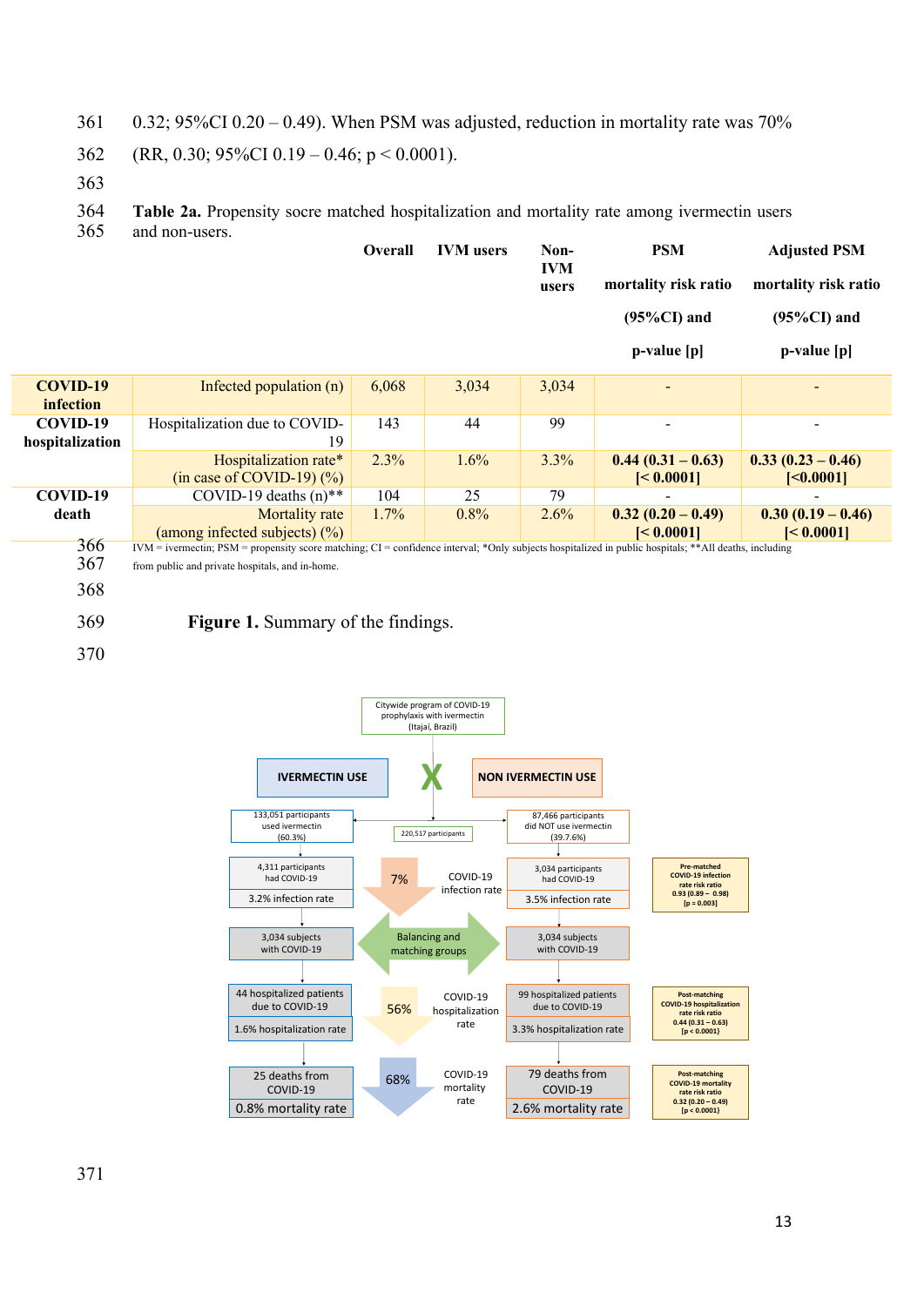0.32; 95%CI 0.20 – 0.49). When PSM was adjusted, reduction in mortality rate was 70% (RR, 0.30; 95%CI 0.19 – 0.46; p < 0.0001).

**Table 2a.** Propensity socre matched hospitalization and mortality rate among ivermectin users and non-users.

| | | Overall | IVM users | Non-IVM users | PSM mortality risk ratio (95%CI) and p-value [p] | Adjusted PSM mortality risk ratio (95%CI) and p-value [p] |
|---|---|---|---|---|---|---|
| **COVID-19 infection** | Infected population (n) | 6,068 | 3,034 | 3,034 | - | - |
| **COVID-19 hospitalization** | Hospitalization due to COVID-19 | 143 | 44 | 99 | - | - |
| | Hospitalization rate* (in case of COVID-19) (%) | 2.3% | 1.6% | 3.3% | **0.44 (0.31 – 0.63) [< 0.0001]** | **0.33 (0.23 – 0.46) [<0.0001]** |
| **COVID-19 death** | COVID-19 deaths (n)** | 104 | 25 | 79 | - | - |
| | Mortality rate (among infected subjects) (%) | 1.7% | 0.8% | 2.6% | **0.32 (0.20 – 0.49) [< 0.0001]** | **0.30 (0.19 – 0.46) [< 0.0001]** |

IVM = ivermectin; PSM = propensity score matching; CI = confidence interval; *Only subjects hospitalized in public hospitals; **All deaths, including from public and private hospitals, and in-home.

**Figure 1.** Summary of the findings.

Citywide program of COVID-19 prophylaxis with ivermectin (Itajaí, Brazil)

IVERMECTIN USE X NON IVERMECTIN USE

220,517 participants

133,051 participants used ivermectin (60.3%) | 87,466 participants did NOT use ivermectin (39.7.6%)

4,311 participants had COVID-19 – 3.2% infection rate | 7% COVID-19 infection rate | 3,034 participants had COVID-19 – 3.5% infection rate | Pre-matched COVID-19 infection rate risk ratio 0.93 (0.89 – 0.98) [p = 0.003]

3,034 subjects with COVID-19 | Balancing and matching groups | 3,034 subjects with COVID-19

44 hospitalized patients due to COVID-19 – 1.6% hospitalization rate | 56% COVID-19 hospitalization rate | 99 hospitalized patients due to COVID-19 – 3.3% hospitalization rate | Post-matching COVID-19 hospitalization rate risk ratio 0.44 (0.31 – 0.63) [p < 0.0001]

25 deaths from COVID-19 – 0.8% mortality rate | 68% COVID-19 mortality rate | 79 deaths from COVID-19 – 2.6% mortality rate | Post-matching COVID-19 mortality rate risk ratio 0.32 (0.20 – 0.49) [p < 0.0001]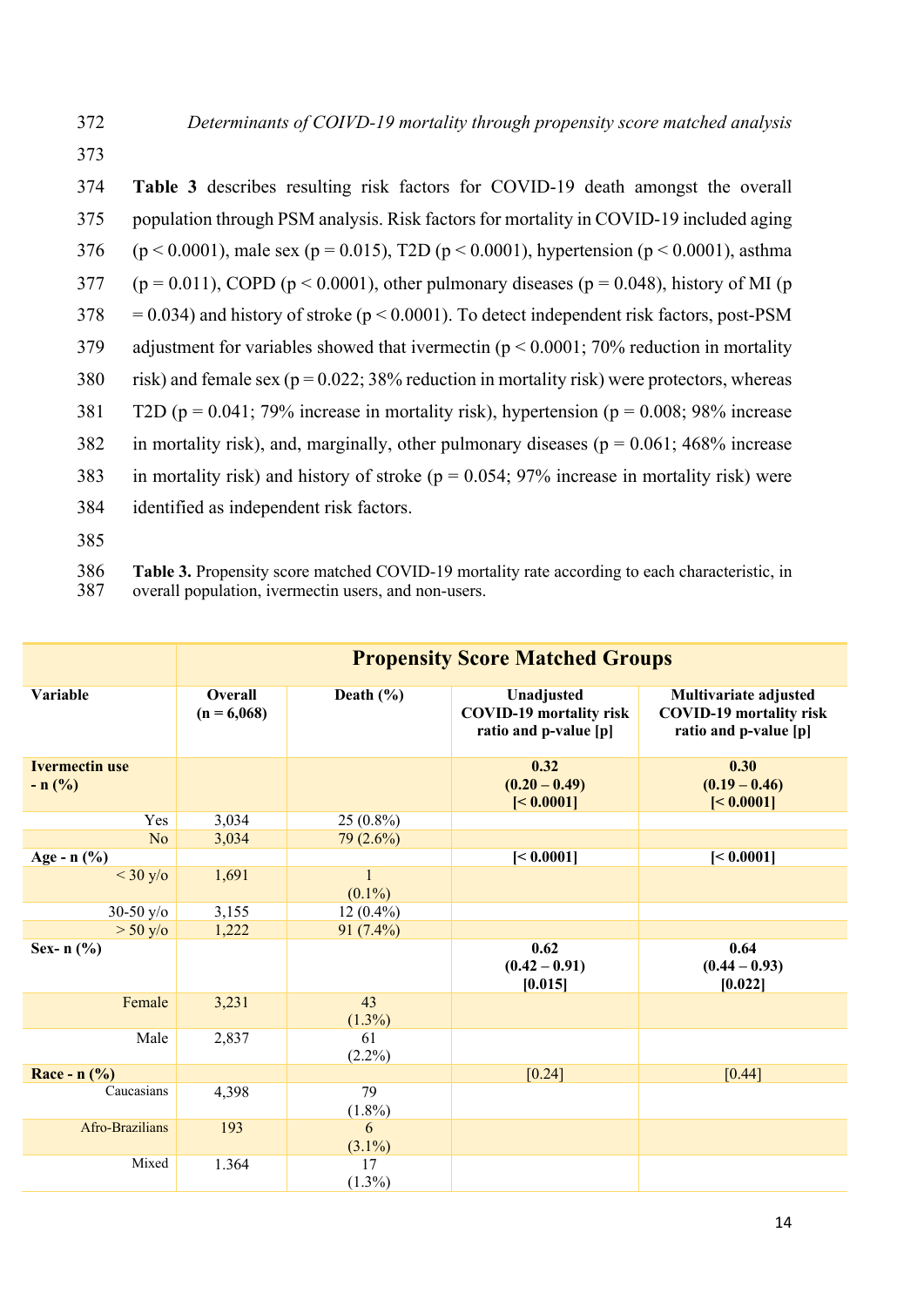*Determinants of COIVD-19 mortality through propensity score matched analysis*

**Table 3** describes resulting risk factors for COVID-19 death amongst the overall population through PSM analysis. Risk factors for mortality in COVID-19 included aging ($p < 0.0001$), male sex ($p = 0.015$), T2D ($p < 0.0001$), hypertension ($p < 0.0001$), asthma ($p = 0.011$), COPD ($p < 0.0001$), other pulmonary diseases ($p = 0.048$), history of MI ($p = 0.034$) and history of stroke ($p < 0.0001$). To detect independent risk factors, post-PSM adjustment for variables showed that ivermectin ($p < 0.0001$; 70% reduction in mortality risk) and female sex ($p = 0.022$; 38% reduction in mortality risk) were protectors, whereas T2D ($p = 0.041$; 79% increase in mortality risk), hypertension ($p = 0.008$; 98% increase in mortality risk), and, marginally, other pulmonary diseases ($p = 0.061$; 468% increase in mortality risk) and history of stroke ($p = 0.054$; 97% increase in mortality risk) were identified as independent risk factors.

**Table 3.** Propensity score matched COVID-19 mortality rate according to each characteristic, in overall population, ivermectin users, and non-users.

| | **Propensity Score Matched Groups** | | | |
|---|---|---|---|---|
| **Variable** | **Overall (n = 6,068)** | **Death (%)** | **Unadjusted COVID-19 mortality risk ratio and p-value [p]** | **Multivariate adjusted COVID-19 mortality risk ratio and p-value [p]** |
| **Ivermectin use - n (%)** | | | **0.32 (0.20 – 0.49) [< 0.0001]** | **0.30 (0.19 – 0.46) [< 0.0001]** |
| Yes | 3,034 | 25 (0.8%) | | |
| No | 3,034 | 79 (2.6%) | | |
| **Age - n (%)** | | | **[< 0.0001]** | **[< 0.0001]** |
| < 30 y/o | 1,691 | 1 (0.1%) | | |
| 30-50 y/o | 3,155 | 12 (0.4%) | | |
| > 50 y/o | 1,222 | 91 (7.4%) | | |
| **Sex- n (%)** | | | **0.62 (0.42 – 0.91) [0.015]** | **0.64 (0.44 – 0.93) [0.022]** |
| Female | 3,231 | 43 (1.3%) | | |
| Male | 2,837 | 61 (2.2%) | | |
| **Race - n (%)** | | | [0.24] | [0.44] |
| Caucasians | 4,398 | 79 (1.8%) | | |
| Afro-Brazilians | 193 | 6 (3.1%) | | |
| Mixed | 1.364 | 17 (1.3%) | | |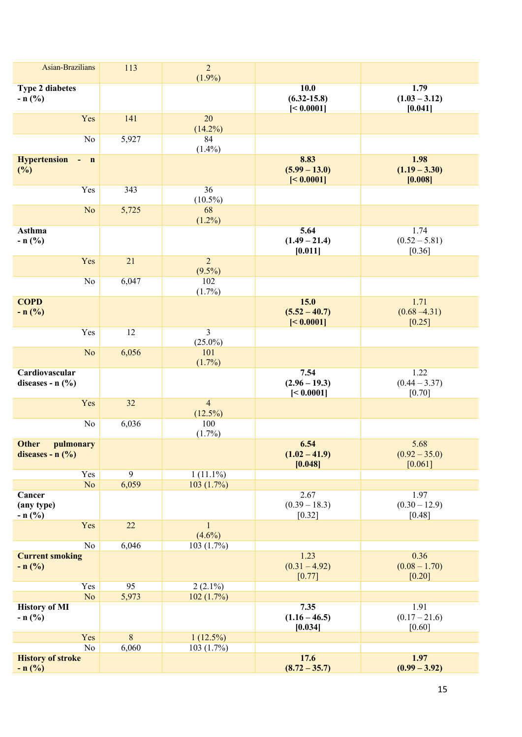| | | | | |
|---|---|---|---|---|
| Asian-Brazilians | 113 | 2 (1.9%) | | |
| **Type 2 diabetes - n (%)** | | | **10.0 (6.32-15.8) [< 0.0001]** | **1.79 (1.03 – 3.12) [0.041]** |
| Yes | 141 | 20 (14.2%) | | |
| No | 5,927 | 84 (1.4%) | | |
| **Hypertension - n (%)** | | | **8.83 (5.99 – 13.0) [< 0.0001]** | **1.98 (1.19 – 3.30) [0.008]** |
| Yes | 343 | 36 (10.5%) | | |
| No | 5,725 | 68 (1.2%) | | |
| **Asthma - n (%)** | | | **5.64 (1.49 – 21.4) [0.011]** | 1.74 (0.52 – 5.81) [0.36] |
| Yes | 21 | 2 (9.5%) | | |
| No | 6,047 | 102 (1.7%) | | |
| **COPD - n (%)** | | | **15.0 (5.52 – 40.7) [< 0.0001]** | 1.71 (0.68 –4.31) [0.25] |
| Yes | 12 | 3 (25.0%) | | |
| No | 6,056 | 101 (1.7%) | | |
| **Cardiovascular diseases - n (%)** | | | **7.54 (2.96 – 19.3) [< 0.0001]** | 1.22 (0.44 – 3.37) [0.70] |
| Yes | 32 | 4 (12.5%) | | |
| No | 6,036 | 100 (1.7%) | | |
| **Other pulmonary diseases - n (%)** | | | **6.54 (1.02 – 41.9) [0.048]** | 5.68 (0.92 – 35.0) [0.061] |
| Yes | 9 | 1 (11.1%) | | |
| No | 6,059 | 103 (1.7%) | | |
| **Cancer (any type) - n (%)** | | | 2.67 (0.39 – 18.3) [0.32] | 1.97 (0.30 – 12.9) [0.48] |
| Yes | 22 | 1 (4.6%) | | |
| No | 6,046 | 103 (1.7%) | | |
| **Current smoking - n (%)** | | | 1.23 (0.31 – 4.92) [0.77] | 0.36 (0.08 – 1.70) [0.20] |
| Yes | 95 | 2 (2.1%) | | |
| No | 5,973 | 102 (1.7%) | | |
| **History of MI - n (%)** | | | **7.35 (1.16 – 46.5) [0.034]** | 1.91 (0.17 – 21.6) [0.60] |
| Yes | 8 | 1 (12.5%) | | |
| No | 6,060 | 103 (1.7%) | | |
| **History of stroke - n (%)** | | | **17.6 (8.72 – 35.7)** | **1.97 (0.99 – 3.92)** |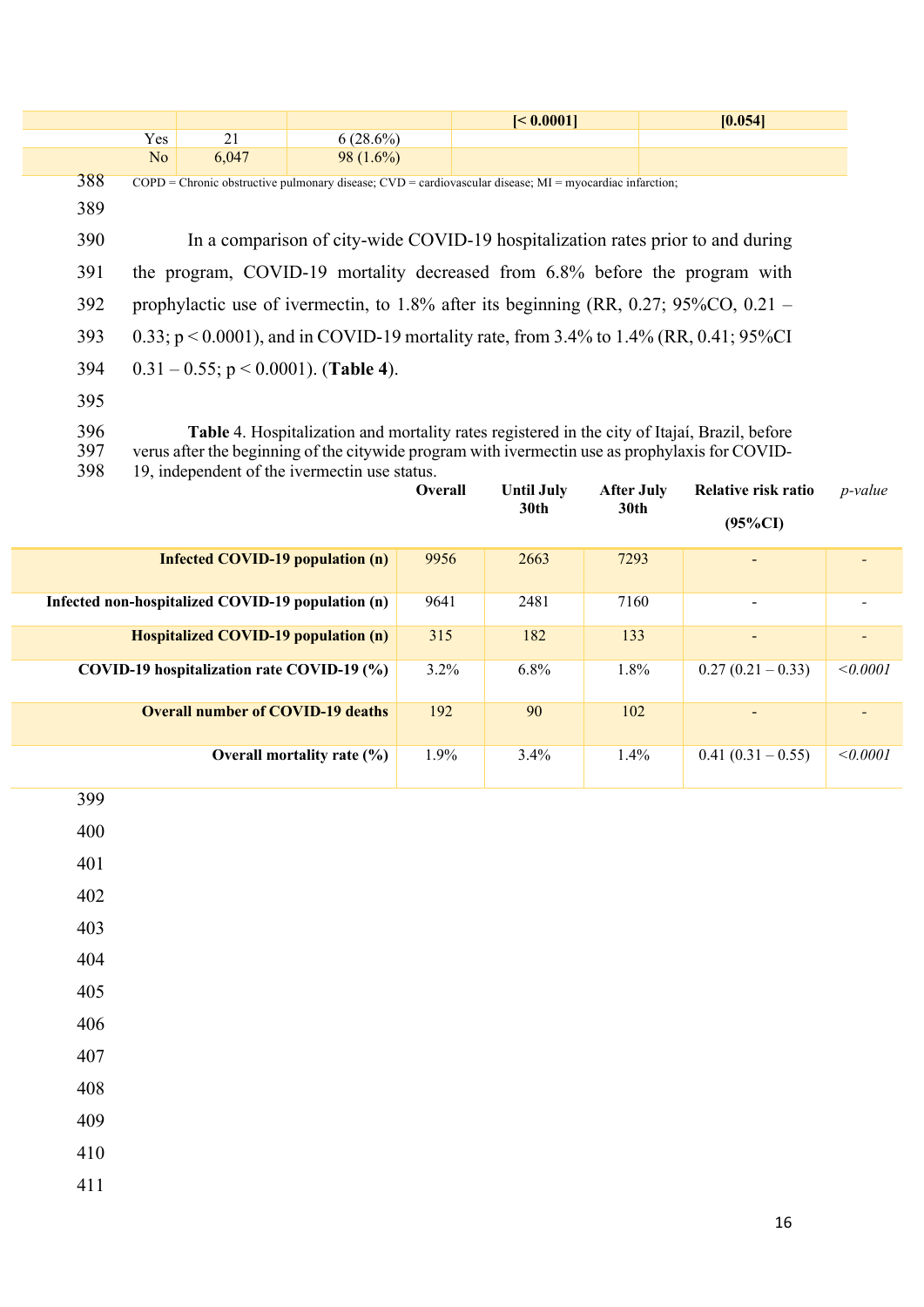| | | | [< 0.0001] | [0.054] |
|---|---|---|---|---|
| Yes | 21 | 6 (28.6%) | | |
| No | 6,047 | 98 (1.6%) | | |

COPD = Chronic obstructive pulmonary disease; CVD = cardiovascular disease; MI = myocardiac infarction;

In a comparison of city-wide COVID-19 hospitalization rates prior to and during the program, COVID-19 mortality decreased from 6.8% before the program with prophylactic use of ivermectin, to 1.8% after its beginning (RR, 0.27; 95%CO, 0.21 – 0.33; p < 0.0001), and in COVID-19 mortality rate, from 3.4% to 1.4% (RR, 0.41; 95%CI 0.31 – 0.55; p < 0.0001). (**Table 4**).

**Table** 4. Hospitalization and mortality rates registered in the city of Itajaí, Brazil, before verus after the beginning of the citywide program with ivermectin use as prophylaxis for COVID-19, independent of the ivermectin use status.

| | Overall | Until July 30th | After July 30th | Relative risk ratio (95%CI) | *p-value* |
|---|---|---|---|---|---|
| **Infected COVID-19 population (n)** | 9956 | 2663 | 7293 | - | - |
| **Infected non-hospitalized COVID-19 population (n)** | 9641 | 2481 | 7160 | - | - |
| **Hospitalized COVID-19 population (n)** | 315 | 182 | 133 | - | - |
| **COVID-19 hospitalization rate COVID-19 (%)** | 3.2% | 6.8% | 1.8% | 0.27 (0.21 – 0.33) | *<0.0001* |
| **Overall number of COVID-19 deaths** | 192 | 90 | 102 | - | - |
| **Overall mortality rate (%)** | 1.9% | 3.4% | 1.4% | 0.41 (0.31 – 0.55) | *<0.0001* |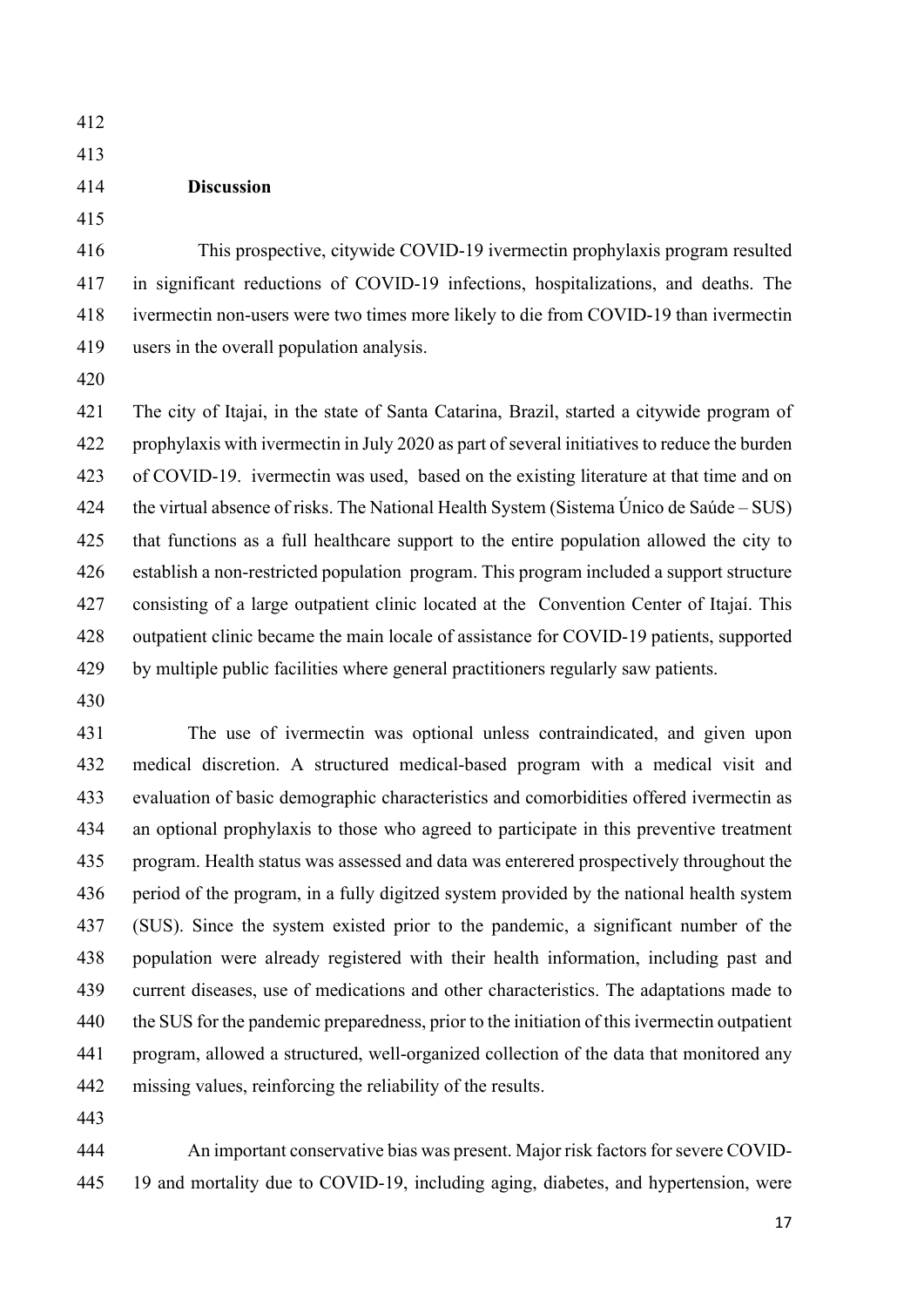**Discussion**

This prospective, citywide COVID-19 ivermectin prophylaxis program resulted in significant reductions of COVID-19 infections, hospitalizations, and deaths. The ivermectin non-users were two times more likely to die from COVID-19 than ivermectin users in the overall population analysis.

The city of Itajai, in the state of Santa Catarina, Brazil, started a citywide program of prophylaxis with ivermectin in July 2020 as part of several initiatives to reduce the burden of COVID-19. ivermectin was used, based on the existing literature at that time and on the virtual absence of risks. The National Health System (Sistema Único de Saúde – SUS) that functions as a full healthcare support to the entire population allowed the city to establish a non-restricted population program. This program included a support structure consisting of a large outpatient clinic located at the Convention Center of Itajaí. This outpatient clinic became the main locale of assistance for COVID-19 patients, supported by multiple public facilities where general practitioners regularly saw patients.

The use of ivermectin was optional unless contraindicated, and given upon medical discretion. A structured medical-based program with a medical visit and evaluation of basic demographic characteristics and comorbidities offered ivermectin as an optional prophylaxis to those who agreed to participate in this preventive treatment program. Health status was assessed and data was enterered prospectively throughout the period of the program, in a fully digitzed system provided by the national health system (SUS). Since the system existed prior to the pandemic, a significant number of the population were already registered with their health information, including past and current diseases, use of medications and other characteristics. The adaptations made to the SUS for the pandemic preparedness, prior to the initiation of this ivermectin outpatient program, allowed a structured, well-organized collection of the data that monitored any missing values, reinforcing the reliability of the results.

An important conservative bias was present. Major risk factors for severe COVID-19 and mortality due to COVID-19, including aging, diabetes, and hypertension, were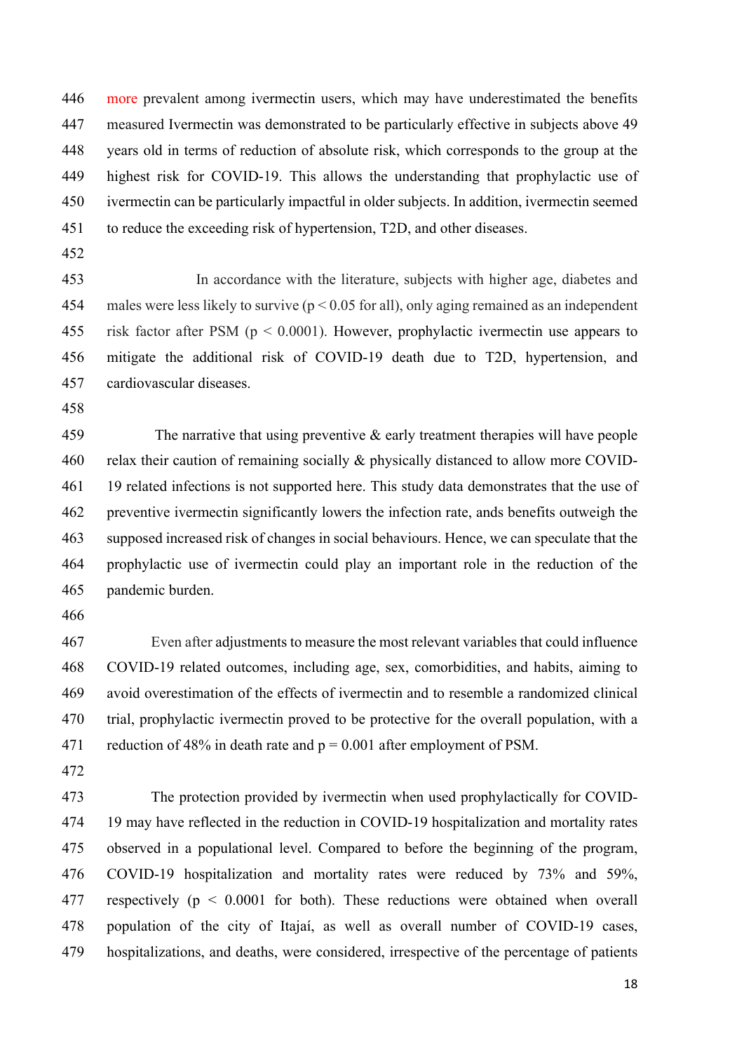more prevalent among ivermectin users, which may have underestimated the benefits measured Ivermectin was demonstrated to be particularly effective in subjects above 49 years old in terms of reduction of absolute risk, which corresponds to the group at the highest risk for COVID-19. This allows the understanding that prophylactic use of ivermectin can be particularly impactful in older subjects. In addition, ivermectin seemed to reduce the exceeding risk of hypertension, T2D, and other diseases.

In accordance with the literature, subjects with higher age, diabetes and males were less likely to survive ($p < 0.05$ for all), only aging remained as an independent risk factor after PSM ($p < 0.0001$). However, prophylactic ivermectin use appears to mitigate the additional risk of COVID-19 death due to T2D, hypertension, and cardiovascular diseases.

The narrative that using preventive & early treatment therapies will have people relax their caution of remaining socially & physically distanced to allow more COVID-19 related infections is not supported here. This study data demonstrates that the use of preventive ivermectin significantly lowers the infection rate, ands benefits outweigh the supposed increased risk of changes in social behaviours. Hence, we can speculate that the prophylactic use of ivermectin could play an important role in the reduction of the pandemic burden.

Even after adjustments to measure the most relevant variables that could influence COVID-19 related outcomes, including age, sex, comorbidities, and habits, aiming to avoid overestimation of the effects of ivermectin and to resemble a randomized clinical trial, prophylactic ivermectin proved to be protective for the overall population, with a reduction of 48% in death rate and $p = 0.001$ after employment of PSM.

The protection provided by ivermectin when used prophylactically for COVID-19 may have reflected in the reduction in COVID-19 hospitalization and mortality rates observed in a populational level. Compared to before the beginning of the program, COVID-19 hospitalization and mortality rates were reduced by 73% and 59%, respectively ($p < 0.0001$ for both). These reductions were obtained when overall population of the city of Itajaí, as well as overall number of COVID-19 cases, hospitalizations, and deaths, were considered, irrespective of the percentage of patients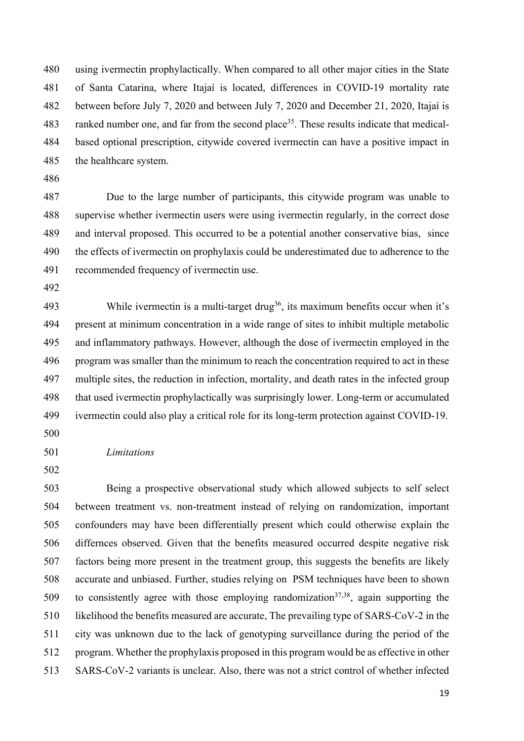using ivermectin prophylactically. When compared to all other major cities in the State of Santa Catarina, where Itajaí is located, differences in COVID-19 mortality rate between before July 7, 2020 and between July 7, 2020 and December 21, 2020, Itajaí is ranked number one, and far from the second place[35]. These results indicate that medical-based optional prescription, citywide covered ivermectin can have a positive impact in the healthcare system.

Due to the large number of participants, this citywide program was unable to supervise whether ivermectin users were using ivermectin regularly, in the correct dose and interval proposed. This occurred to be a potential another conservative bias, since the effects of ivermectin on prophylaxis could be underestimated due to adherence to the recommended frequency of ivermectin use.

While ivermectin is a multi-target drug[36], its maximum benefits occur when it's present at minimum concentration in a wide range of sites to inhibit multiple metabolic and inflammatory pathways. However, although the dose of ivermectin employed in the program was smaller than the minimum to reach the concentration required to act in these multiple sites, the reduction in infection, mortality, and death rates in the infected group that used ivermectin prophylactically was surprisingly lower. Long-term or accumulated ivermectin could also play a critical role for its long-term protection against COVID-19.

*Limitations*

Being a prospective observational study which allowed subjects to self select between treatment vs. non-treatment instead of relying on randomization, important confounders may have been differentially present which could otherwise explain the differnces observed. Given that the benefits measured occurred despite negative risk factors being more present in the treatment group, this suggests the benefits are likely accurate and unbiased. Further, studies relying on PSM techniques have been to shown to consistently agree with those employing randomization[37,38], again supporting the likelihood the benefits measured are accurate, The prevailing type of SARS-CoV-2 in the city was unknown due to the lack of genotyping surveillance during the period of the program. Whether the prophylaxis proposed in this program would be as effective in other SARS-CoV-2 variants is unclear. Also, there was not a strict control of whether infected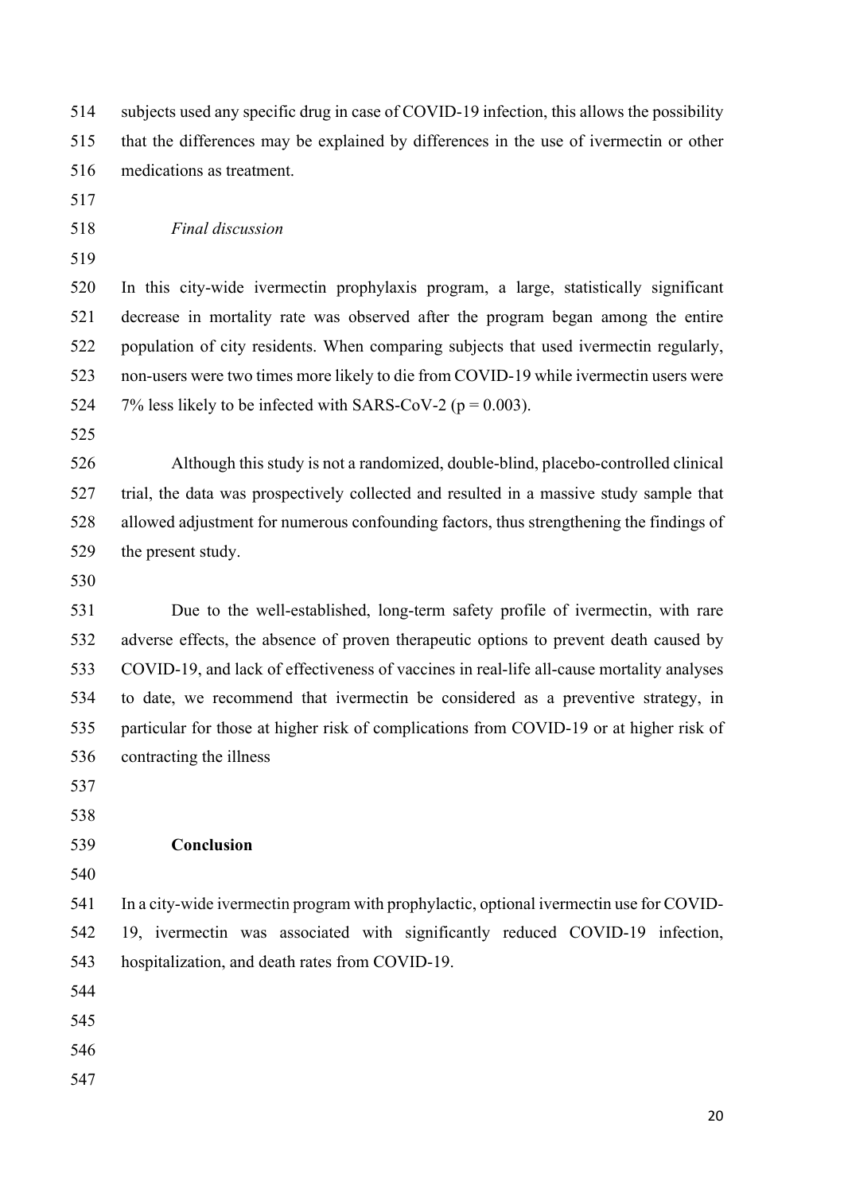subjects used any specific drug in case of COVID-19 infection, this allows the possibility that the differences may be explained by differences in the use of ivermectin or other medications as treatment.

### *Final discussion*

In this city-wide ivermectin prophylaxis program, a large, statistically significant decrease in mortality rate was observed after the program began among the entire population of city residents. When comparing subjects that used ivermectin regularly, non-users were two times more likely to die from COVID-19 while ivermectin users were 7% less likely to be infected with SARS-CoV-2 ($p = 0.003$).

Although this study is not a randomized, double-blind, placebo-controlled clinical trial, the data was prospectively collected and resulted in a massive study sample that allowed adjustment for numerous confounding factors, thus strengthening the findings of the present study.

Due to the well-established, long-term safety profile of ivermectin, with rare adverse effects, the absence of proven therapeutic options to prevent death caused by COVID-19, and lack of effectiveness of vaccines in real-life all-cause mortality analyses to date, we recommend that ivermectin be considered as a preventive strategy, in particular for those at higher risk of complications from COVID-19 or at higher risk of contracting the illness

## **Conclusion**

In a city-wide ivermectin program with prophylactic, optional ivermectin use for COVID-19, ivermectin was associated with significantly reduced COVID-19 infection, hospitalization, and death rates from COVID-19.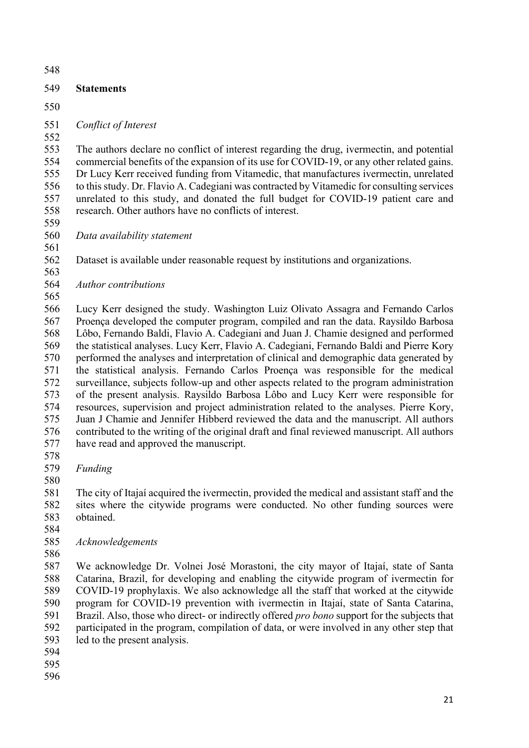## Statements

### *Conflict of Interest*

The authors declare no conflict of interest regarding the drug, ivermectin, and potential commercial benefits of the expansion of its use for COVID-19, or any other related gains. Dr Lucy Kerr received funding from Vitamedic, that manufactures ivermectin, unrelated to this study. Dr. Flavio A. Cadegiani was contracted by Vitamedic for consulting services unrelated to this study, and donated the full budget for COVID-19 patient care and research. Other authors have no conflicts of interest.

### *Data availability statement*

Dataset is available under reasonable request by institutions and organizations.

### *Author contributions*

Lucy Kerr designed the study. Washington Luiz Olivato Assagra and Fernando Carlos Proença developed the computer program, compiled and ran the data. Raysildo Barbosa Lôbo, Fernando Baldi, Flavio A. Cadegiani and Juan J. Chamie designed and performed the statistical analyses. Lucy Kerr, Flavio A. Cadegiani, Fernando Baldi and Pierre Kory performed the analyses and interpretation of clinical and demographic data generated by the statistical analysis. Fernando Carlos Proença was responsible for the medical surveillance, subjects follow-up and other aspects related to the program administration of the present analysis. Raysildo Barbosa Lôbo and Lucy Kerr were responsible for resources, supervision and project administration related to the analyses. Pierre Kory, Juan J Chamie and Jennifer Hibberd reviewed the data and the manuscript. All authors contributed to the writing of the original draft and final reviewed manuscript. All authors have read and approved the manuscript.

### *Funding*

The city of Itajaí acquired the ivermectin, provided the medical and assistant staff and the sites where the citywide programs were conducted. No other funding sources were obtained.

### *Acknowledgements*

We acknowledge Dr. Volnei José Morastoni, the city mayor of Itajaí, state of Santa Catarina, Brazil, for developing and enabling the citywide program of ivermectin for COVID-19 prophylaxis. We also acknowledge all the staff that worked at the citywide program for COVID-19 prevention with ivermectin in Itajaí, state of Santa Catarina, Brazil. Also, those who direct- or indirectly offered *pro bono* support for the subjects that participated in the program, compilation of data, or were involved in any other step that led to the present analysis.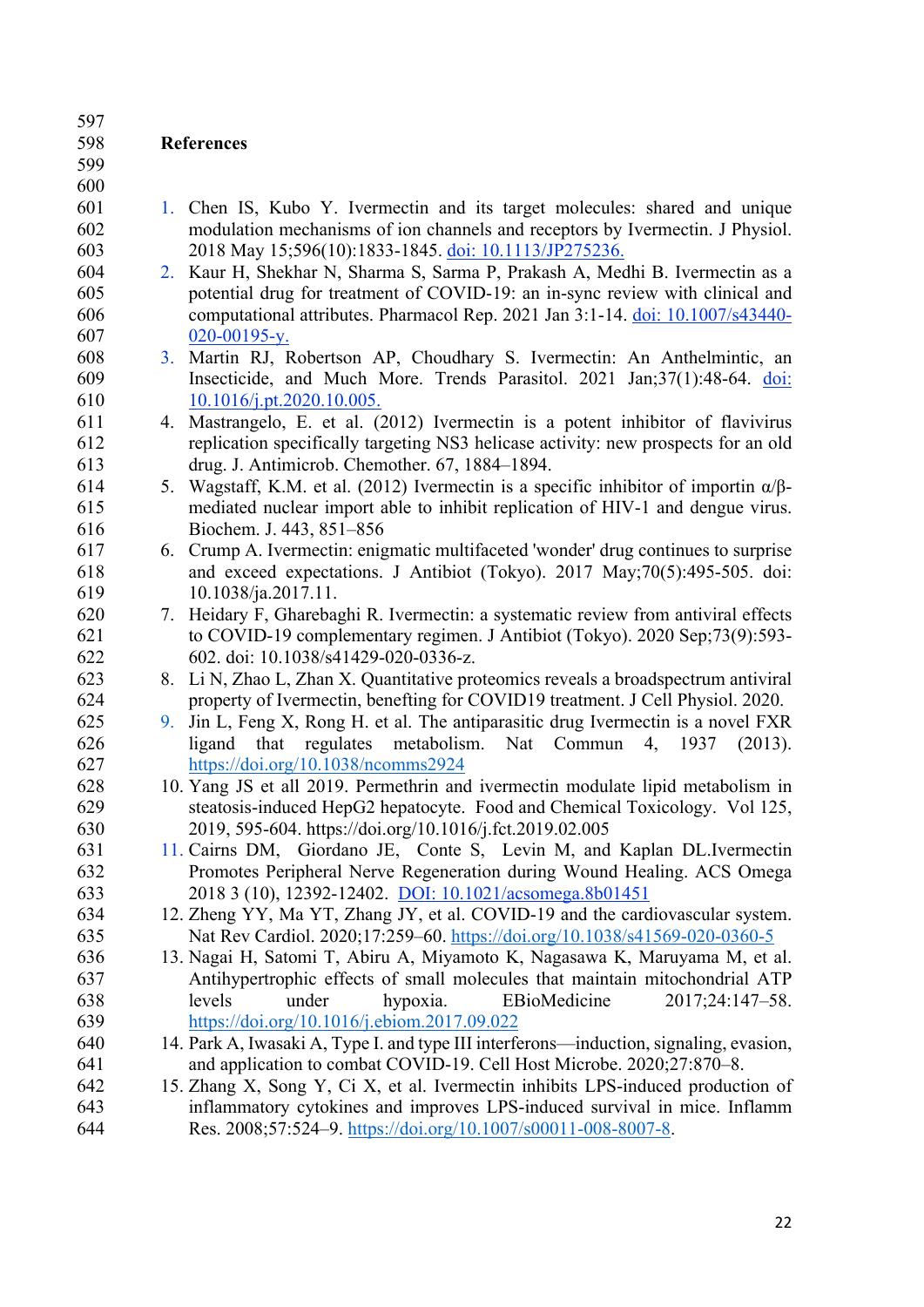## References

1. Chen IS, Kubo Y. Ivermectin and its target molecules: shared and unique modulation mechanisms of ion channels and receptors by Ivermectin. J Physiol. 2018 May 15;596(10):1833-1845. doi: 10.1113/JP275236.
2. Kaur H, Shekhar N, Sharma S, Sarma P, Prakash A, Medhi B. Ivermectin as a potential drug for treatment of COVID-19: an in-sync review with clinical and computational attributes. Pharmacol Rep. 2021 Jan 3:1-14. doi: 10.1007/s43440-020-00195-y.
3. Martin RJ, Robertson AP, Choudhary S. Ivermectin: An Anthelmintic, an Insecticide, and Much More. Trends Parasitol. 2021 Jan;37(1):48-64. doi: 10.1016/j.pt.2020.10.005.
4. Mastrangelo, E. et al. (2012) Ivermectin is a potent inhibitor of flavivirus replication specifically targeting NS3 helicase activity: new prospects for an old drug. J. Antimicrob. Chemother. 67, 1884–1894.
5. Wagstaff, K.M. et al. (2012) Ivermectin is a specific inhibitor of importin α/β-mediated nuclear import able to inhibit replication of HIV-1 and dengue virus. Biochem. J. 443, 851–856
6. Crump A. Ivermectin: enigmatic multifaceted 'wonder' drug continues to surprise and exceed expectations. J Antibiot (Tokyo). 2017 May;70(5):495-505. doi: 10.1038/ja.2017.11.
7. Heidary F, Gharebaghi R. Ivermectin: a systematic review from antiviral effects to COVID-19 complementary regimen. J Antibiot (Tokyo). 2020 Sep;73(9):593-602. doi: 10.1038/s41429-020-0336-z.
8. Li N, Zhao L, Zhan X. Quantitative proteomics reveals a broadspectrum antiviral property of Ivermectin, benefting for COVID19 treatment. J Cell Physiol. 2020.
9. Jin L, Feng X, Rong H. et al. The antiparasitic drug Ivermectin is a novel FXR ligand that regulates metabolism. Nat Commun 4, 1937 (2013). https://doi.org/10.1038/ncomms2924
10. Yang JS et all 2019. Permethrin and ivermectin modulate lipid metabolism in steatosis-induced HepG2 hepatocyte. Food and Chemical Toxicology. Vol 125, 2019, 595-604. https://doi.org/10.1016/j.fct.2019.02.005
11. Cairns DM, Giordano JE, Conte S, Levin M, and Kaplan DL.Ivermectin Promotes Peripheral Nerve Regeneration during Wound Healing. ACS Omega 2018 3 (10), 12392-12402. DOI: 10.1021/acsomega.8b01451
12. Zheng YY, Ma YT, Zhang JY, et al. COVID-19 and the cardiovascular system. Nat Rev Cardiol. 2020;17:259–60. https://doi.org/10.1038/s41569-020-0360-5
13. Nagai H, Satomi T, Abiru A, Miyamoto K, Nagasawa K, Maruyama M, et al. Antihypertrophic effects of small molecules that maintain mitochondrial ATP levels under hypoxia. EBioMedicine 2017;24:147–58. https://doi.org/10.1016/j.ebiom.2017.09.022
14. Park A, Iwasaki A, Type I. and type III interferons—induction, signaling, evasion, and application to combat COVID-19. Cell Host Microbe. 2020;27:870–8.
15. Zhang X, Song Y, Ci X, et al. Ivermectin inhibits LPS-induced production of inflammatory cytokines and improves LPS-induced survival in mice. Inflamm Res. 2008;57:524–9. https://doi.org/10.1007/s00011-008-8007-8.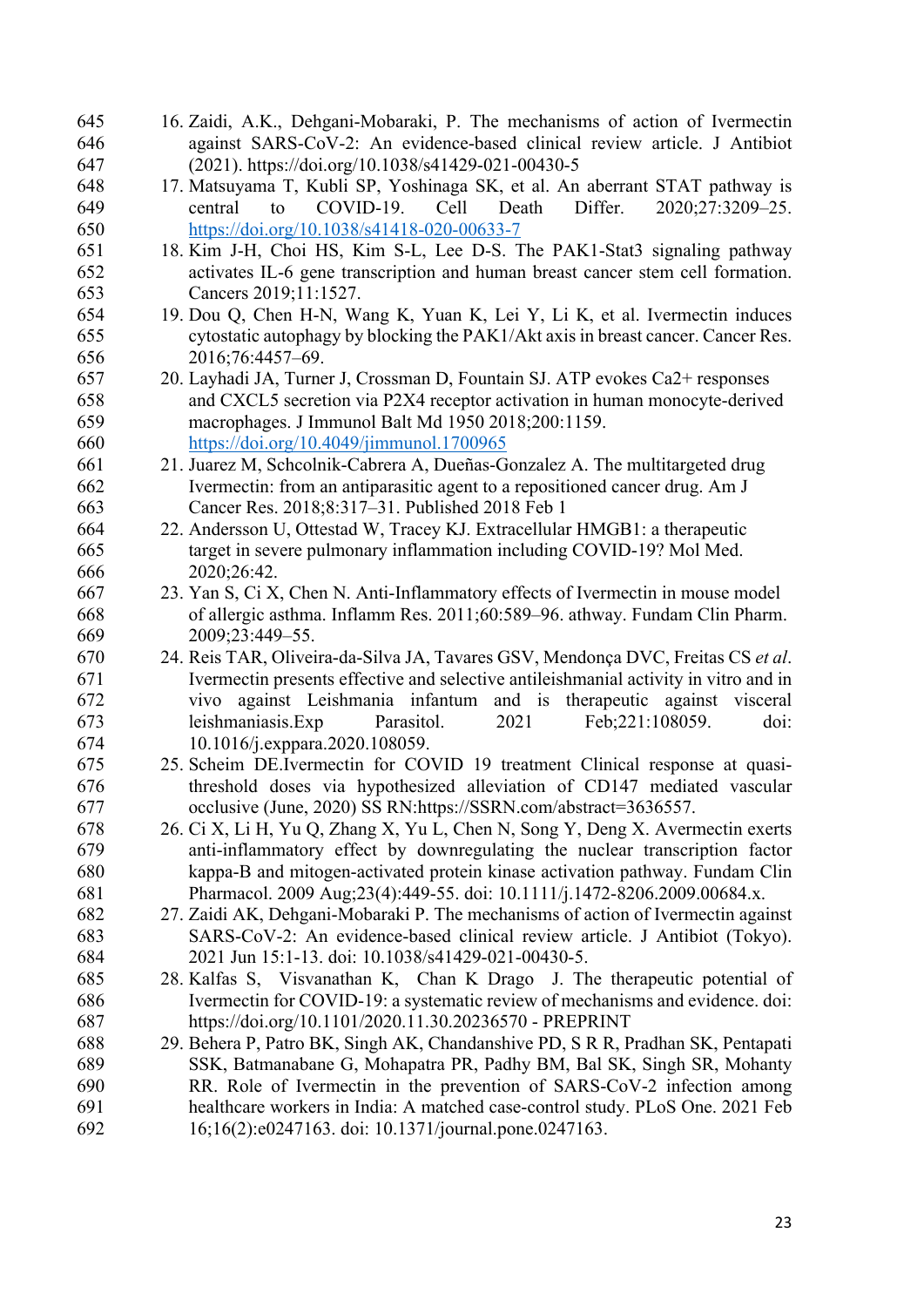16. Zaidi, A.K., Dehgani-Mobaraki, P. The mechanisms of action of Ivermectin against SARS-CoV-2: An evidence-based clinical review article. J Antibiot (2021). https://doi.org/10.1038/s41429-021-00430-5
17. Matsuyama T, Kubli SP, Yoshinaga SK, et al. An aberrant STAT pathway is central to COVID-19. Cell Death Differ. 2020;27:3209–25. https://doi.org/10.1038/s41418-020-00633-7
18. Kim J-H, Choi HS, Kim S-L, Lee D-S. The PAK1-Stat3 signaling pathway activates IL-6 gene transcription and human breast cancer stem cell formation. Cancers 2019;11:1527.
19. Dou Q, Chen H-N, Wang K, Yuan K, Lei Y, Li K, et al. Ivermectin induces cytostatic autophagy by blocking the PAK1/Akt axis in breast cancer. Cancer Res. 2016;76:4457–69.
20. Layhadi JA, Turner J, Crossman D, Fountain SJ. ATP evokes Ca2+ responses and CXCL5 secretion via P2X4 receptor activation in human monocyte-derived macrophages. J Immunol Balt Md 1950 2018;200:1159. https://doi.org/10.4049/jimmunol.1700965
21. Juarez M, Schcolnik-Cabrera A, Dueñas-Gonzalez A. The multitargeted drug Ivermectin: from an antiparasitic agent to a repositioned cancer drug. Am J Cancer Res. 2018;8:317–31. Published 2018 Feb 1
22. Andersson U, Ottestad W, Tracey KJ. Extracellular HMGB1: a therapeutic target in severe pulmonary inflammation including COVID-19? Mol Med. 2020;26:42.
23. Yan S, Ci X, Chen N. Anti-Inflammatory effects of Ivermectin in mouse model of allergic asthma. Inflamm Res. 2011;60:589–96. athway. Fundam Clin Pharm. 2009;23:449–55.
24. Reis TAR, Oliveira-da-Silva JA, Tavares GSV, Mendonça DVC, Freitas CS *et al*. Ivermectin presents effective and selective antileishmanial activity in vitro and in vivo against Leishmania infantum and is therapeutic against visceral leishmaniasis.Exp Parasitol. 2021 Feb;221:108059. doi: 10.1016/j.exppara.2020.108059.
25. Scheim DE.Ivermectin for COVID 19 treatment Clinical response at quasi-threshold doses via hypothesized alleviation of CD147 mediated vascular occlusive (June, 2020) SS RN:https://SSRN.com/abstract=3636557.
26. Ci X, Li H, Yu Q, Zhang X, Yu L, Chen N, Song Y, Deng X. Avermectin exerts anti-inflammatory effect by downregulating the nuclear transcription factor kappa-B and mitogen-activated protein kinase activation pathway. Fundam Clin Pharmacol. 2009 Aug;23(4):449-55. doi: 10.1111/j.1472-8206.2009.00684.x.
27. Zaidi AK, Dehgani-Mobaraki P. The mechanisms of action of Ivermectin against SARS-CoV-2: An evidence-based clinical review article. J Antibiot (Tokyo). 2021 Jun 15:1-13. doi: 10.1038/s41429-021-00430-5.
28. Kalfas S, Visvanathan K, Chan K Drago J. The therapeutic potential of Ivermectin for COVID-19: a systematic review of mechanisms and evidence. doi: https://doi.org/10.1101/2020.11.30.20236570 - PREPRINT
29. Behera P, Patro BK, Singh AK, Chandanshive PD, S R R, Pradhan SK, Pentapati SSK, Batmanabane G, Mohapatra PR, Padhy BM, Bal SK, Singh SR, Mohanty RR. Role of Ivermectin in the prevention of SARS-CoV-2 infection among healthcare workers in India: A matched case-control study. PLoS One. 2021 Feb 16;16(2):e0247163. doi: 10.1371/journal.pone.0247163.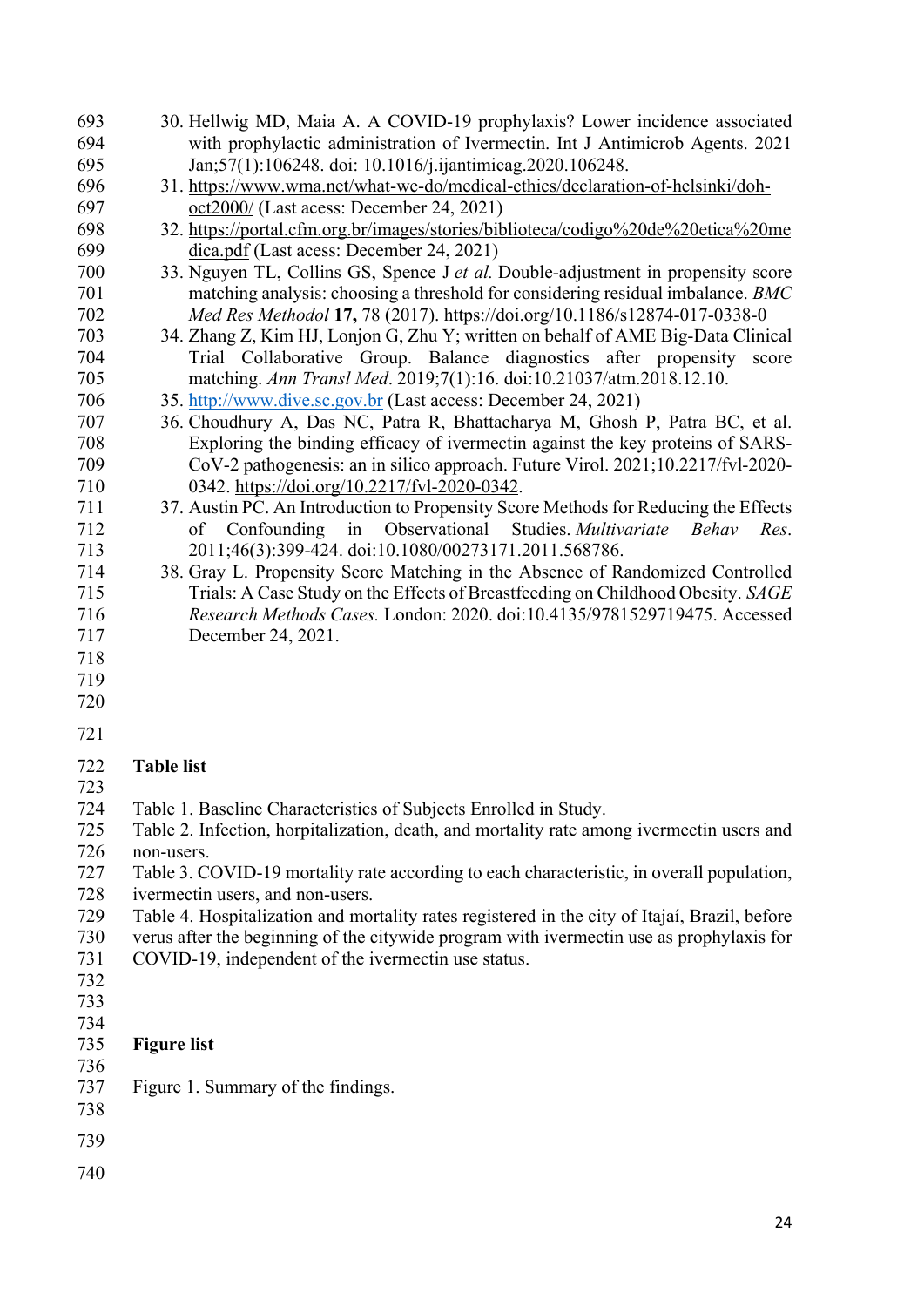30. Hellwig MD, Maia A. A COVID-19 prophylaxis? Lower incidence associated with prophylactic administration of Ivermectin. Int J Antimicrob Agents. 2021 Jan;57(1):106248. doi: 10.1016/j.ijantimicag.2020.106248.
31. https://www.wma.net/what-we-do/medical-ethics/declaration-of-helsinki/doh-oct2000/ (Last acess: December 24, 2021)
32. https://portal.cfm.org.br/images/stories/biblioteca/codigo%20de%20etica%20medica.pdf (Last acess: December 24, 2021)
33. Nguyen TL, Collins GS, Spence J *et al.* Double-adjustment in propensity score matching analysis: choosing a threshold for considering residual imbalance. *BMC Med Res Methodol* **17,** 78 (2017). https://doi.org/10.1186/s12874-017-0338-0
34. Zhang Z, Kim HJ, Lonjon G, Zhu Y; written on behalf of AME Big-Data Clinical Trial Collaborative Group. Balance diagnostics after propensity score matching. *Ann Transl Med*. 2019;7(1):16. doi:10.21037/atm.2018.12.10.
35. http://www.dive.sc.gov.br (Last access: December 24, 2021)
36. Choudhury A, Das NC, Patra R, Bhattacharya M, Ghosh P, Patra BC, et al. Exploring the binding efficacy of ivermectin against the key proteins of SARS-CoV-2 pathogenesis: an in silico approach. Future Virol. 2021;10.2217/fvl-2020-0342. https://doi.org/10.2217/fvl-2020-0342.
37. Austin PC. An Introduction to Propensity Score Methods for Reducing the Effects of Confounding in Observational Studies. *Multivariate Behav Res*. 2011;46(3):399-424. doi:10.1080/00273171.2011.568786.
38. Gray L. Propensity Score Matching in the Absence of Randomized Controlled Trials: A Case Study on the Effects of Breastfeeding on Childhood Obesity. *SAGE Research Methods Cases.* London: 2020. doi:10.4135/9781529719475. Accessed December 24, 2021.

**Table list**

Table 1. Baseline Characteristics of Subjects Enrolled in Study.

Table 2. Infection, horpitalization, death, and mortality rate among ivermectin users and non-users.

Table 3. COVID-19 mortality rate according to each characteristic, in overall population, ivermectin users, and non-users.

Table 4. Hospitalization and mortality rates registered in the city of Itajaí, Brazil, before verus after the beginning of the citywide program with ivermectin use as prophylaxis for COVID-19, independent of the ivermectin use status.

**Figure list**

Figure 1. Summary of the findings.